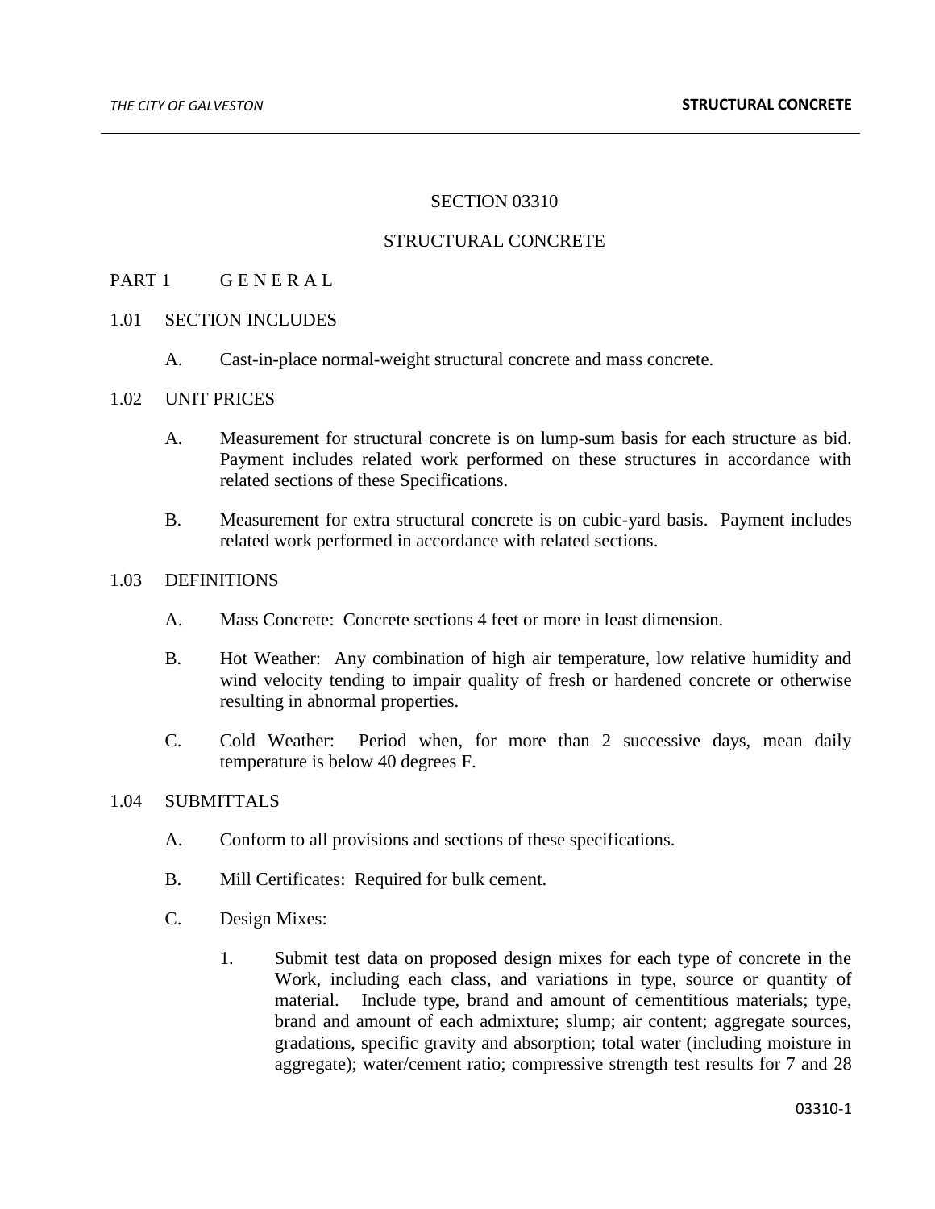# SECTION 03310

# STRUCTURAL CONCRETE

## PART 1 G E N E R A L

### 1.01 SECTION INCLUDES

A. Cast-in-place normal-weight structural concrete and mass concrete.

### 1.02 UNIT PRICES

A. Measurement for structural concrete is on lump-sum basis for each structure as bid. Payment includes related work performed on these structures in accordance with related sections of these Specifications.

B. Measurement for extra structural concrete is on cubic-yard basis. Payment includes related work performed in accordance with related sections.

### 1.03 DEFINITIONS

A. Mass Concrete: Concrete sections 4 feet or more in least dimension.

B. Hot Weather: Any combination of high air temperature, low relative humidity and wind velocity tending to impair quality of fresh or hardened concrete or otherwise resulting in abnormal properties.

C. Cold Weather: Period when, for more than 2 successive days, mean daily temperature is below 40 degrees F.

### 1.04 SUBMITTALS

A. Conform to all provisions and sections of these specifications.

B. Mill Certificates: Required for bulk cement.

C. Design Mixes:

1. Submit test data on proposed design mixes for each type of concrete in the Work, including each class, and variations in type, source or quantity of material. Include type, brand and amount of cementitious materials; type, brand and amount of each admixture; slump; air content; aggregate sources, gradations, specific gravity and absorption; total water (including moisture in aggregate); water/cement ratio; compressive strength test results for 7 and 28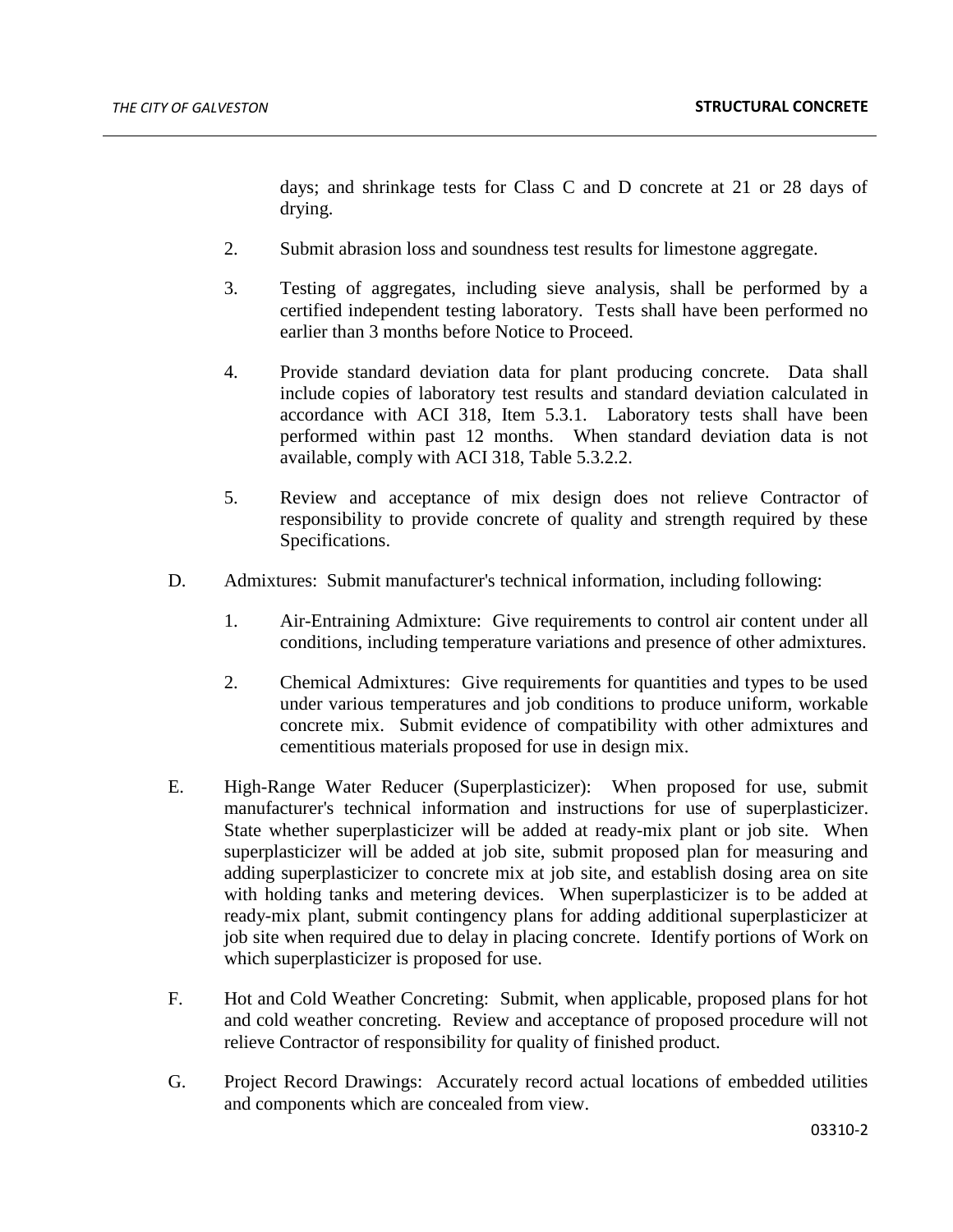days; and shrinkage tests for Class C and D concrete at 21 or 28 days of drying.

2. Submit abrasion loss and soundness test results for limestone aggregate.

3. Testing of aggregates, including sieve analysis, shall be performed by a certified independent testing laboratory. Tests shall have been performed no earlier than 3 months before Notice to Proceed.

4. Provide standard deviation data for plant producing concrete. Data shall include copies of laboratory test results and standard deviation calculated in accordance with ACI 318, Item 5.3.1. Laboratory tests shall have been performed within past 12 months. When standard deviation data is not available, comply with ACI 318, Table 5.3.2.2.

5. Review and acceptance of mix design does not relieve Contractor of responsibility to provide concrete of quality and strength required by these Specifications.

D. Admixtures: Submit manufacturer's technical information, including following:

1. Air-Entraining Admixture: Give requirements to control air content under all conditions, including temperature variations and presence of other admixtures.

2. Chemical Admixtures: Give requirements for quantities and types to be used under various temperatures and job conditions to produce uniform, workable concrete mix. Submit evidence of compatibility with other admixtures and cementitious materials proposed for use in design mix.

E. High-Range Water Reducer (Superplasticizer): When proposed for use, submit manufacturer's technical information and instructions for use of superplasticizer. State whether superplasticizer will be added at ready-mix plant or job site. When superplasticizer will be added at job site, submit proposed plan for measuring and adding superplasticizer to concrete mix at job site, and establish dosing area on site with holding tanks and metering devices. When superplasticizer is to be added at ready-mix plant, submit contingency plans for adding additional superplasticizer at job site when required due to delay in placing concrete. Identify portions of Work on which superplasticizer is proposed for use.

F. Hot and Cold Weather Concreting: Submit, when applicable, proposed plans for hot and cold weather concreting. Review and acceptance of proposed procedure will not relieve Contractor of responsibility for quality of finished product.

G. Project Record Drawings: Accurately record actual locations of embedded utilities and components which are concealed from view.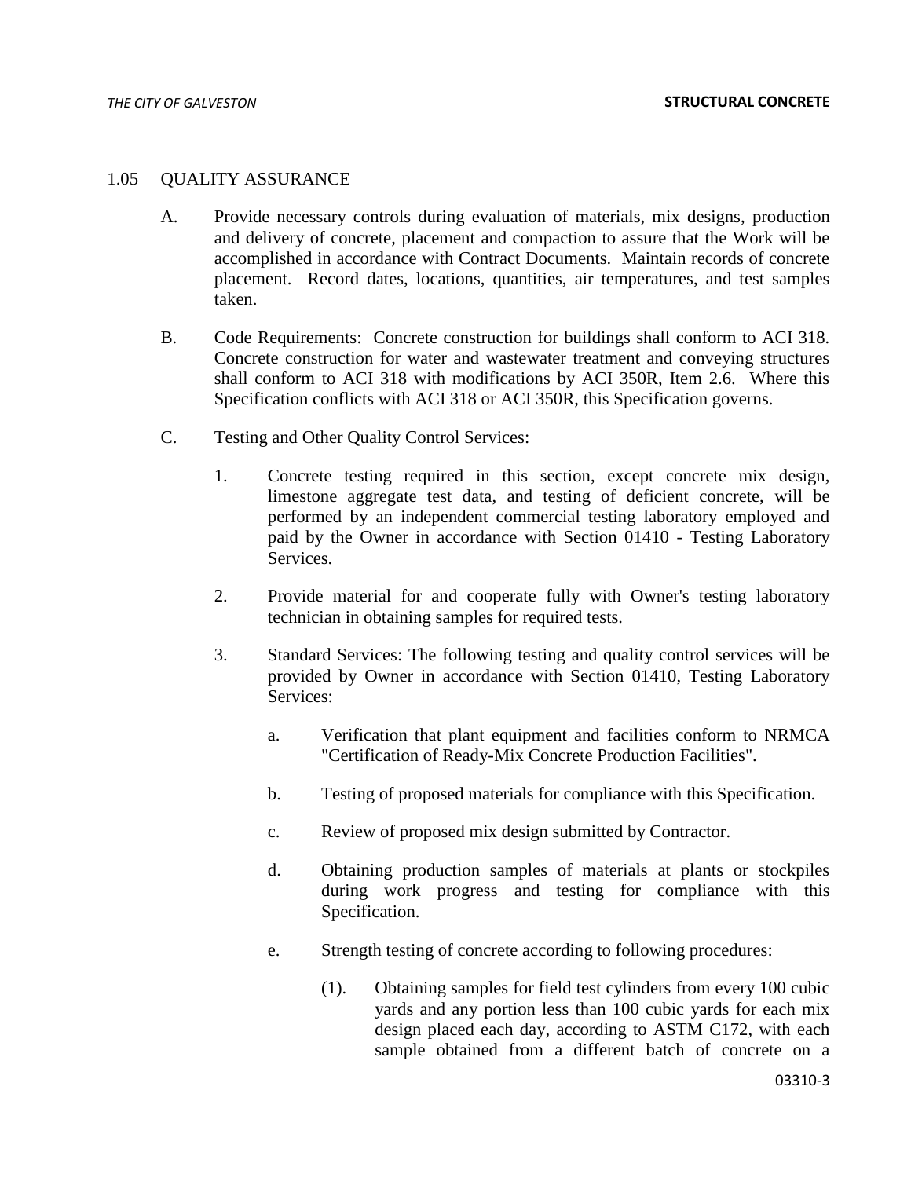1.05 QUALITY ASSURANCE

A. Provide necessary controls during evaluation of materials, mix designs, production and delivery of concrete, placement and compaction to assure that the Work will be accomplished in accordance with Contract Documents. Maintain records of concrete placement. Record dates, locations, quantities, air temperatures, and test samples taken.

B. Code Requirements: Concrete construction for buildings shall conform to ACI 318. Concrete construction for water and wastewater treatment and conveying structures shall conform to ACI 318 with modifications by ACI 350R, Item 2.6. Where this Specification conflicts with ACI 318 or ACI 350R, this Specification governs.

C. Testing and Other Quality Control Services:

1. Concrete testing required in this section, except concrete mix design, limestone aggregate test data, and testing of deficient concrete, will be performed by an independent commercial testing laboratory employed and paid by the Owner in accordance with Section 01410 - Testing Laboratory Services.

2. Provide material for and cooperate fully with Owner's testing laboratory technician in obtaining samples for required tests.

3. Standard Services: The following testing and quality control services will be provided by Owner in accordance with Section 01410, Testing Laboratory Services:

   a. Verification that plant equipment and facilities conform to NRMCA "Certification of Ready-Mix Concrete Production Facilities".

   b. Testing of proposed materials for compliance with this Specification.

   c. Review of proposed mix design submitted by Contractor.

   d. Obtaining production samples of materials at plants or stockpiles during work progress and testing for compliance with this Specification.

   e. Strength testing of concrete according to following procedures:

      (1). Obtaining samples for field test cylinders from every 100 cubic yards and any portion less than 100 cubic yards for each mix design placed each day, according to ASTM C172, with each sample obtained from a different batch of concrete on a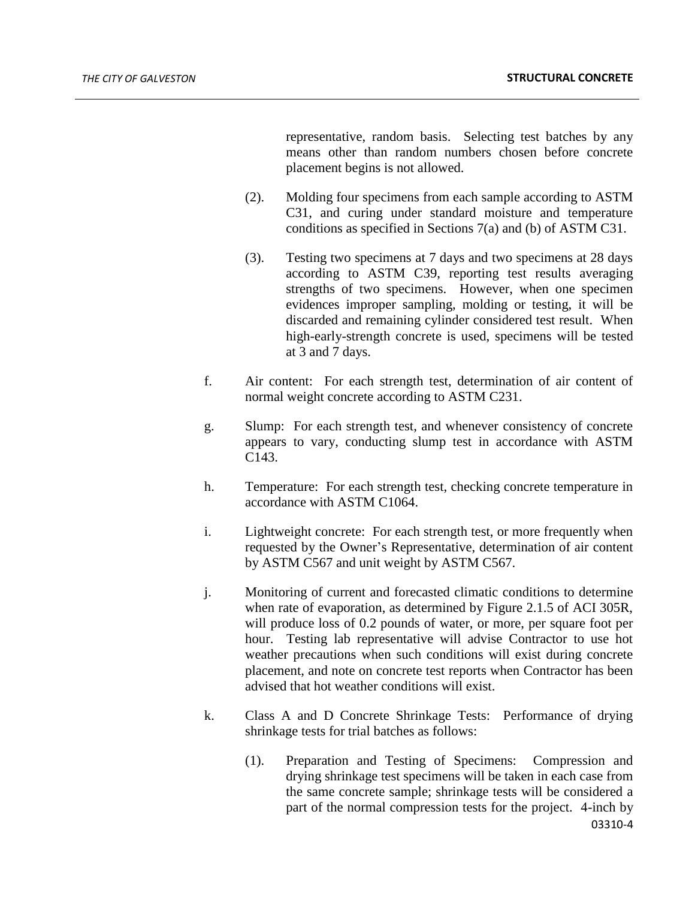representative, random basis. Selecting test batches by any means other than random numbers chosen before concrete placement begins is not allowed.

(2). Molding four specimens from each sample according to ASTM C31, and curing under standard moisture and temperature conditions as specified in Sections 7(a) and (b) of ASTM C31.

(3). Testing two specimens at 7 days and two specimens at 28 days according to ASTM C39, reporting test results averaging strengths of two specimens. However, when one specimen evidences improper sampling, molding or testing, it will be discarded and remaining cylinder considered test result. When high-early-strength concrete is used, specimens will be tested at 3 and 7 days.

f. Air content: For each strength test, determination of air content of normal weight concrete according to ASTM C231.

g. Slump: For each strength test, and whenever consistency of concrete appears to vary, conducting slump test in accordance with ASTM C143.

h. Temperature: For each strength test, checking concrete temperature in accordance with ASTM C1064.

i. Lightweight concrete: For each strength test, or more frequently when requested by the Owner's Representative, determination of air content by ASTM C567 and unit weight by ASTM C567.

j. Monitoring of current and forecasted climatic conditions to determine when rate of evaporation, as determined by Figure 2.1.5 of ACI 305R, will produce loss of 0.2 pounds of water, or more, per square foot per hour. Testing lab representative will advise Contractor to use hot weather precautions when such conditions will exist during concrete placement, and note on concrete test reports when Contractor has been advised that hot weather conditions will exist.

k. Class A and D Concrete Shrinkage Tests: Performance of drying shrinkage tests for trial batches as follows:

(1). Preparation and Testing of Specimens: Compression and drying shrinkage test specimens will be taken in each case from the same concrete sample; shrinkage tests will be considered a part of the normal compression tests for the project. 4-inch by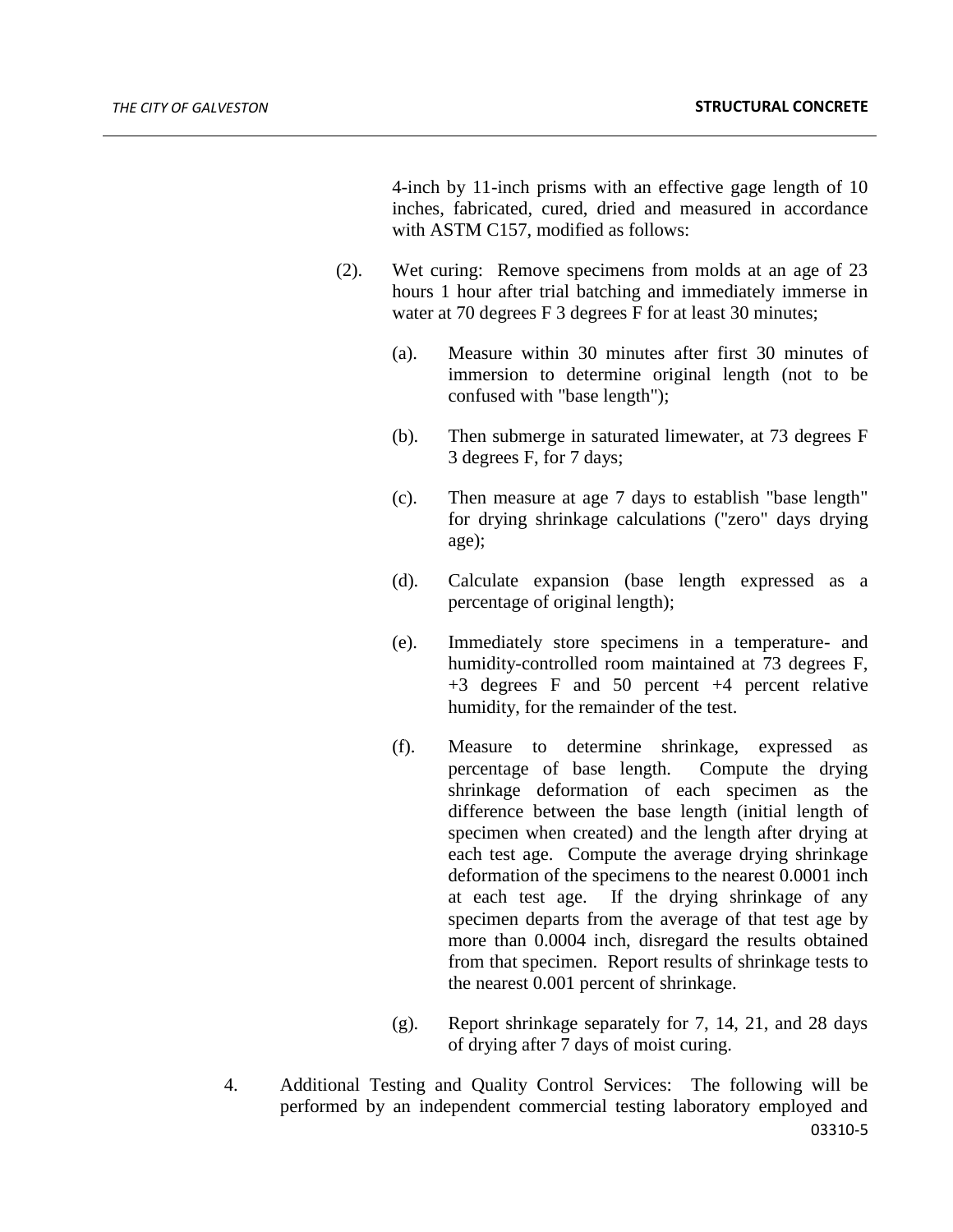4-inch by 11-inch prisms with an effective gage length of 10 inches, fabricated, cured, dried and measured in accordance with ASTM C157, modified as follows:

(2). Wet curing: Remove specimens from molds at an age of 23 hours 1 hour after trial batching and immediately immerse in water at 70 degrees F 3 degrees F for at least 30 minutes;

(a). Measure within 30 minutes after first 30 minutes of immersion to determine original length (not to be confused with "base length");

(b). Then submerge in saturated limewater, at 73 degrees F 3 degrees F, for 7 days;

(c). Then measure at age 7 days to establish "base length" for drying shrinkage calculations ("zero" days drying age);

(d). Calculate expansion (base length expressed as a percentage of original length);

(e). Immediately store specimens in a temperature- and humidity-controlled room maintained at 73 degrees F, +3 degrees F and 50 percent +4 percent relative humidity, for the remainder of the test.

(f). Measure to determine shrinkage, expressed as percentage of base length. Compute the drying shrinkage deformation of each specimen as the difference between the base length (initial length of specimen when created) and the length after drying at each test age. Compute the average drying shrinkage deformation of the specimens to the nearest 0.0001 inch at each test age. If the drying shrinkage of any specimen departs from the average of that test age by more than 0.0004 inch, disregard the results obtained from that specimen. Report results of shrinkage tests to the nearest 0.001 percent of shrinkage.

(g). Report shrinkage separately for 7, 14, 21, and 28 days of drying after 7 days of moist curing.

4. Additional Testing and Quality Control Services: The following will be performed by an independent commercial testing laboratory employed and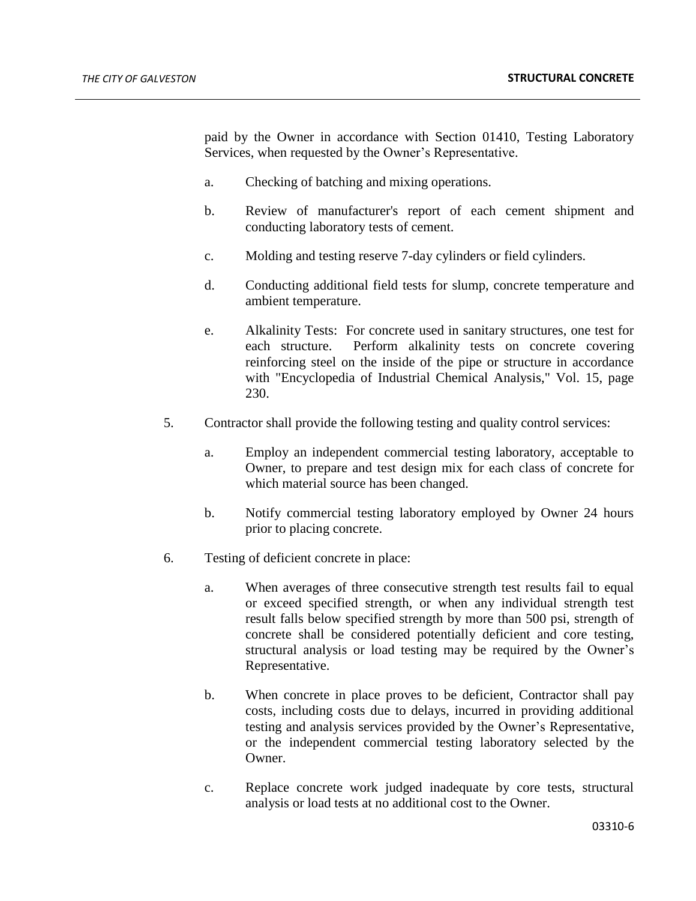paid by the Owner in accordance with Section 01410, Testing Laboratory Services, when requested by the Owner's Representative.

a. Checking of batching and mixing operations.

b. Review of manufacturer's report of each cement shipment and conducting laboratory tests of cement.

c. Molding and testing reserve 7-day cylinders or field cylinders.

d. Conducting additional field tests for slump, concrete temperature and ambient temperature.

e. Alkalinity Tests: For concrete used in sanitary structures, one test for each structure. Perform alkalinity tests on concrete covering reinforcing steel on the inside of the pipe or structure in accordance with "Encyclopedia of Industrial Chemical Analysis," Vol. 15, page 230.

5. Contractor shall provide the following testing and quality control services:

   a. Employ an independent commercial testing laboratory, acceptable to Owner, to prepare and test design mix for each class of concrete for which material source has been changed.

   b. Notify commercial testing laboratory employed by Owner 24 hours prior to placing concrete.

6. Testing of deficient concrete in place:

   a. When averages of three consecutive strength test results fail to equal or exceed specified strength, or when any individual strength test result falls below specified strength by more than 500 psi, strength of concrete shall be considered potentially deficient and core testing, structural analysis or load testing may be required by the Owner's Representative.

   b. When concrete in place proves to be deficient, Contractor shall pay costs, including costs due to delays, incurred in providing additional testing and analysis services provided by the Owner's Representative, or the independent commercial testing laboratory selected by the Owner.

   c. Replace concrete work judged inadequate by core tests, structural analysis or load tests at no additional cost to the Owner.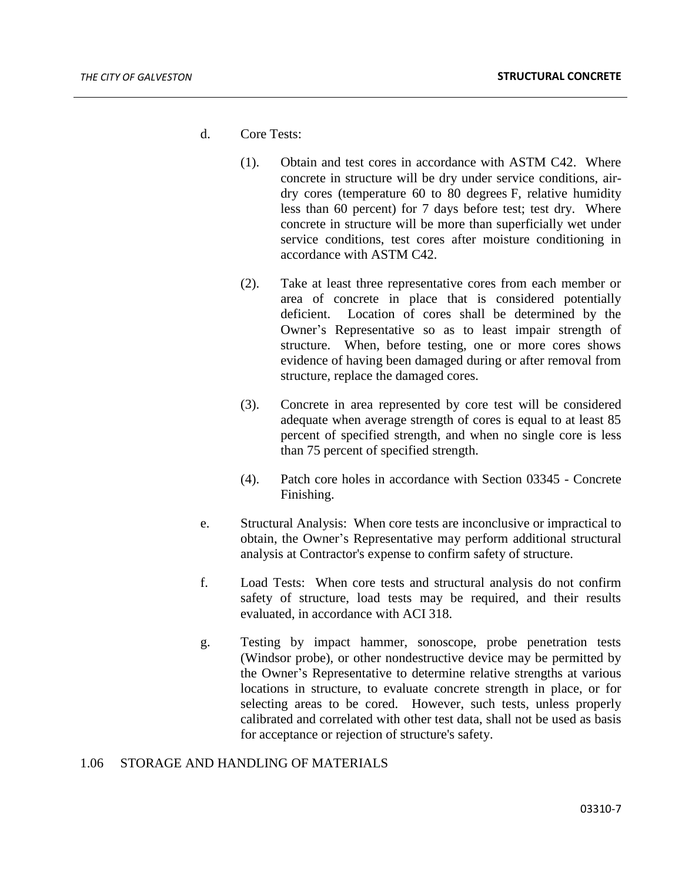d. Core Tests:

   (1). Obtain and test cores in accordance with ASTM C42. Where concrete in structure will be dry under service conditions, air-dry cores (temperature 60 to 80 degrees F, relative humidity less than 60 percent) for 7 days before test; test dry. Where concrete in structure will be more than superficially wet under service conditions, test cores after moisture conditioning in accordance with ASTM C42.

   (2). Take at least three representative cores from each member or area of concrete in place that is considered potentially deficient. Location of cores shall be determined by the Owner's Representative so as to least impair strength of structure. When, before testing, one or more cores shows evidence of having been damaged during or after removal from structure, replace the damaged cores.

   (3). Concrete in area represented by core test will be considered adequate when average strength of cores is equal to at least 85 percent of specified strength, and when no single core is less than 75 percent of specified strength.

   (4). Patch core holes in accordance with Section 03345 - Concrete Finishing.

e. Structural Analysis: When core tests are inconclusive or impractical to obtain, the Owner's Representative may perform additional structural analysis at Contractor's expense to confirm safety of structure.

f. Load Tests: When core tests and structural analysis do not confirm safety of structure, load tests may be required, and their results evaluated, in accordance with ACI 318.

g. Testing by impact hammer, sonoscope, probe penetration tests (Windsor probe), or other nondestructive device may be permitted by the Owner's Representative to determine relative strengths at various locations in structure, to evaluate concrete strength in place, or for selecting areas to be cored. However, such tests, unless properly calibrated and correlated with other test data, shall not be used as basis for acceptance or rejection of structure's safety.

## 1.06 STORAGE AND HANDLING OF MATERIALS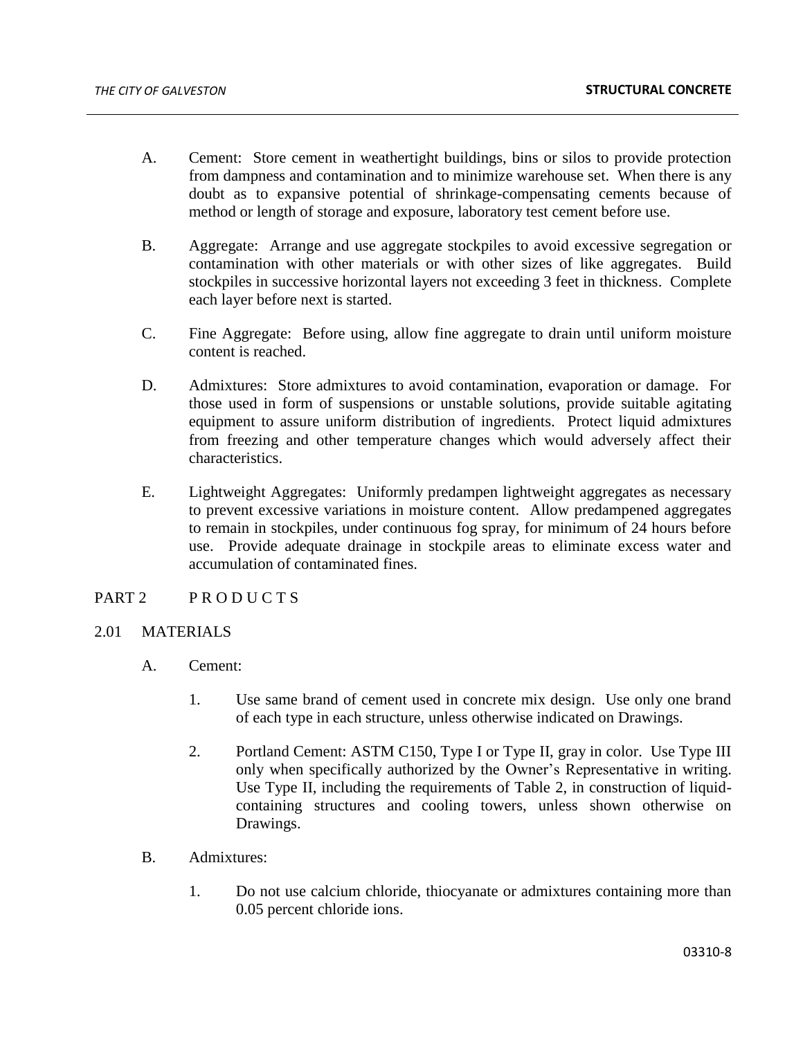A. Cement: Store cement in weathertight buildings, bins or silos to provide protection from dampness and contamination and to minimize warehouse set. When there is any doubt as to expansive potential of shrinkage-compensating cements because of method or length of storage and exposure, laboratory test cement before use.

B. Aggregate: Arrange and use aggregate stockpiles to avoid excessive segregation or contamination with other materials or with other sizes of like aggregates. Build stockpiles in successive horizontal layers not exceeding 3 feet in thickness. Complete each layer before next is started.

C. Fine Aggregate: Before using, allow fine aggregate to drain until uniform moisture content is reached.

D. Admixtures: Store admixtures to avoid contamination, evaporation or damage. For those used in form of suspensions or unstable solutions, provide suitable agitating equipment to assure uniform distribution of ingredients. Protect liquid admixtures from freezing and other temperature changes which would adversely affect their characteristics.

E. Lightweight Aggregates: Uniformly predampen lightweight aggregates as necessary to prevent excessive variations in moisture content. Allow predampened aggregates to remain in stockpiles, under continuous fog spray, for minimum of 24 hours before use. Provide adequate drainage in stockpile areas to eliminate excess water and accumulation of contaminated fines.

## PART 2 P R O D U C T S

### 2.01 MATERIALS

A. Cement:

1. Use same brand of cement used in concrete mix design. Use only one brand of each type in each structure, unless otherwise indicated on Drawings.

2. Portland Cement: ASTM C150, Type I or Type II, gray in color. Use Type III only when specifically authorized by the Owner's Representative in writing. Use Type II, including the requirements of Table 2, in construction of liquid-containing structures and cooling towers, unless shown otherwise on Drawings.

B. Admixtures:

1. Do not use calcium chloride, thiocyanate or admixtures containing more than 0.05 percent chloride ions.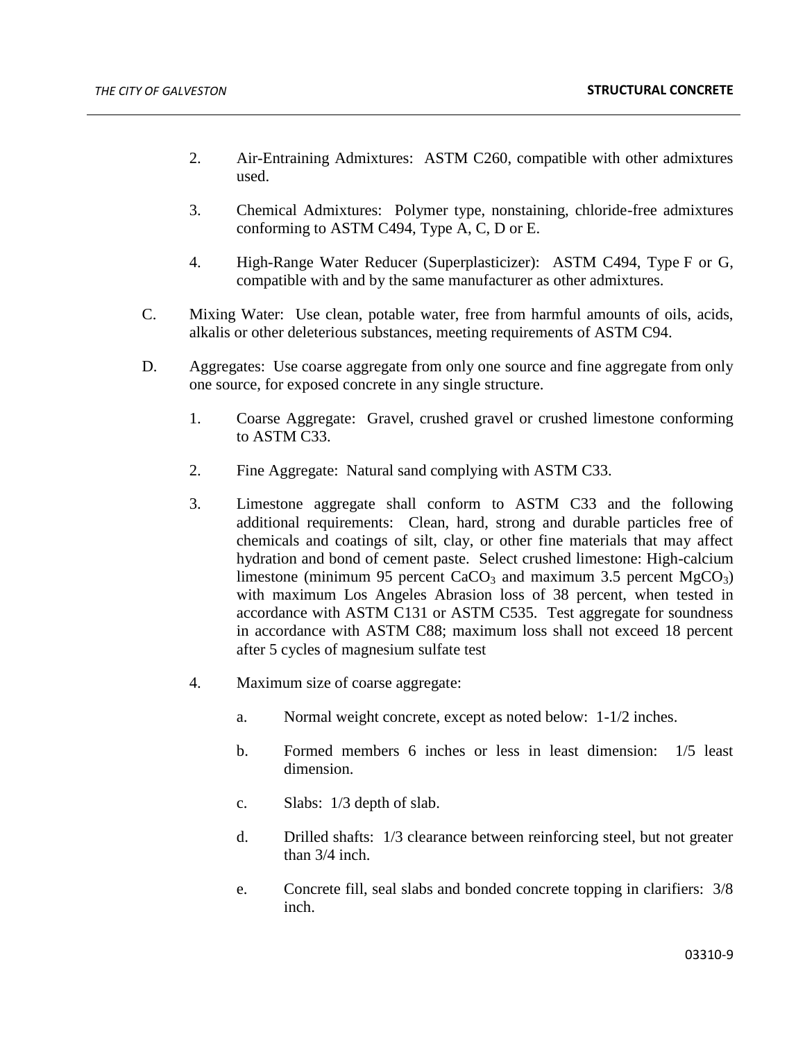2. Air-Entraining Admixtures: ASTM C260, compatible with other admixtures used.

3. Chemical Admixtures: Polymer type, nonstaining, chloride-free admixtures conforming to ASTM C494, Type A, C, D or E.

4. High-Range Water Reducer (Superplasticizer): ASTM C494, Type F or G, compatible with and by the same manufacturer as other admixtures.

C. Mixing Water: Use clean, potable water, free from harmful amounts of oils, acids, alkalis or other deleterious substances, meeting requirements of ASTM C94.

D. Aggregates: Use coarse aggregate from only one source and fine aggregate from only one source, for exposed concrete in any single structure.

1. Coarse Aggregate: Gravel, crushed gravel or crushed limestone conforming to ASTM C33.

2. Fine Aggregate: Natural sand complying with ASTM C33.

3. Limestone aggregate shall conform to ASTM C33 and the following additional requirements: Clean, hard, strong and durable particles free of chemicals and coatings of silt, clay, or other fine materials that may affect hydration and bond of cement paste. Select crushed limestone: High-calcium limestone (minimum 95 percent $CaCO_3$ and maximum 3.5 percent $MgCO_3$) with maximum Los Angeles Abrasion loss of 38 percent, when tested in accordance with ASTM C131 or ASTM C535. Test aggregate for soundness in accordance with ASTM C88; maximum loss shall not exceed 18 percent after 5 cycles of magnesium sulfate test

4. Maximum size of coarse aggregate:

a. Normal weight concrete, except as noted below: 1-1/2 inches.

b. Formed members 6 inches or less in least dimension: 1/5 least dimension.

c. Slabs: 1/3 depth of slab.

d. Drilled shafts: 1/3 clearance between reinforcing steel, but not greater than 3/4 inch.

e. Concrete fill, seal slabs and bonded concrete topping in clarifiers: 3/8 inch.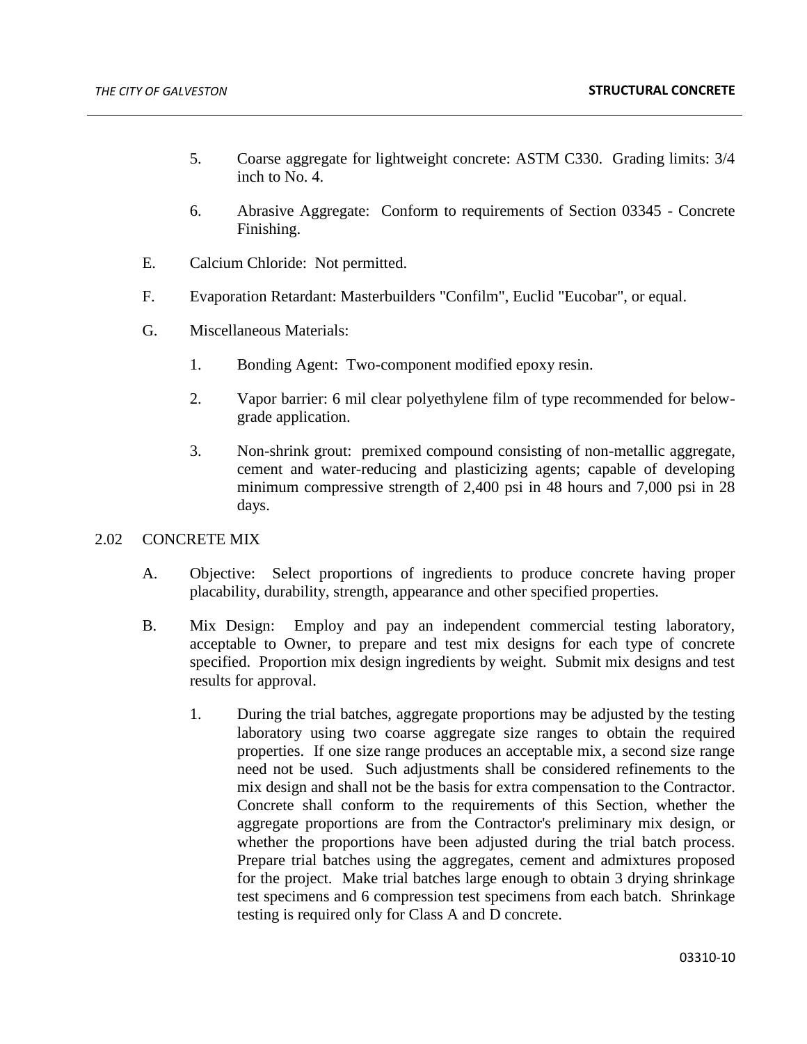5. Coarse aggregate for lightweight concrete: ASTM C330. Grading limits: 3/4 inch to No. 4.

6. Abrasive Aggregate: Conform to requirements of Section 03345 - Concrete Finishing.

E. Calcium Chloride: Not permitted.

F. Evaporation Retardant: Masterbuilders "Confilm", Euclid "Eucobar", or equal.

G. Miscellaneous Materials:

1. Bonding Agent: Two-component modified epoxy resin.

2. Vapor barrier: 6 mil clear polyethylene film of type recommended for below-grade application.

3. Non-shrink grout: premixed compound consisting of non-metallic aggregate, cement and water-reducing and plasticizing agents; capable of developing minimum compressive strength of 2,400 psi in 48 hours and 7,000 psi in 28 days.

## 2.02 CONCRETE MIX

A. Objective: Select proportions of ingredients to produce concrete having proper placability, durability, strength, appearance and other specified properties.

B. Mix Design: Employ and pay an independent commercial testing laboratory, acceptable to Owner, to prepare and test mix designs for each type of concrete specified. Proportion mix design ingredients by weight. Submit mix designs and test results for approval.

1. During the trial batches, aggregate proportions may be adjusted by the testing laboratory using two coarse aggregate size ranges to obtain the required properties. If one size range produces an acceptable mix, a second size range need not be used. Such adjustments shall be considered refinements to the mix design and shall not be the basis for extra compensation to the Contractor. Concrete shall conform to the requirements of this Section, whether the aggregate proportions are from the Contractor's preliminary mix design, or whether the proportions have been adjusted during the trial batch process. Prepare trial batches using the aggregates, cement and admixtures proposed for the project. Make trial batches large enough to obtain 3 drying shrinkage test specimens and 6 compression test specimens from each batch. Shrinkage testing is required only for Class A and D concrete.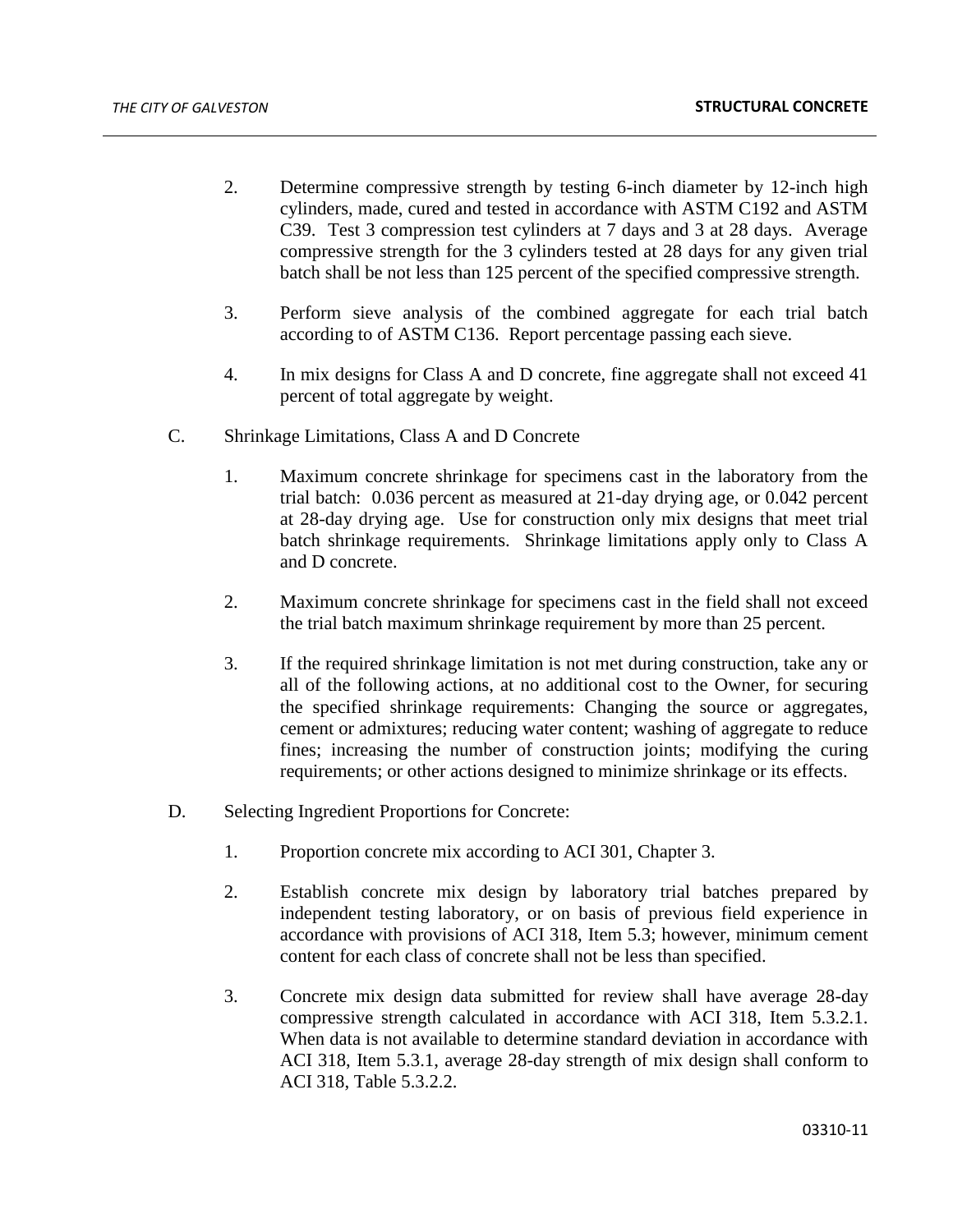2. Determine compressive strength by testing 6-inch diameter by 12-inch high cylinders, made, cured and tested in accordance with ASTM C192 and ASTM C39. Test 3 compression test cylinders at 7 days and 3 at 28 days. Average compressive strength for the 3 cylinders tested at 28 days for any given trial batch shall be not less than 125 percent of the specified compressive strength.

3. Perform sieve analysis of the combined aggregate for each trial batch according to of ASTM C136. Report percentage passing each sieve.

4. In mix designs for Class A and D concrete, fine aggregate shall not exceed 41 percent of total aggregate by weight.

C. Shrinkage Limitations, Class A and D Concrete

1. Maximum concrete shrinkage for specimens cast in the laboratory from the trial batch: 0.036 percent as measured at 21-day drying age, or 0.042 percent at 28-day drying age. Use for construction only mix designs that meet trial batch shrinkage requirements. Shrinkage limitations apply only to Class A and D concrete.

2. Maximum concrete shrinkage for specimens cast in the field shall not exceed the trial batch maximum shrinkage requirement by more than 25 percent.

3. If the required shrinkage limitation is not met during construction, take any or all of the following actions, at no additional cost to the Owner, for securing the specified shrinkage requirements: Changing the source or aggregates, cement or admixtures; reducing water content; washing of aggregate to reduce fines; increasing the number of construction joints; modifying the curing requirements; or other actions designed to minimize shrinkage or its effects.

D. Selecting Ingredient Proportions for Concrete:

1. Proportion concrete mix according to ACI 301, Chapter 3.

2. Establish concrete mix design by laboratory trial batches prepared by independent testing laboratory, or on basis of previous field experience in accordance with provisions of ACI 318, Item 5.3; however, minimum cement content for each class of concrete shall not be less than specified.

3. Concrete mix design data submitted for review shall have average 28-day compressive strength calculated in accordance with ACI 318, Item 5.3.2.1. When data is not available to determine standard deviation in accordance with ACI 318, Item 5.3.1, average 28-day strength of mix design shall conform to ACI 318, Table 5.3.2.2.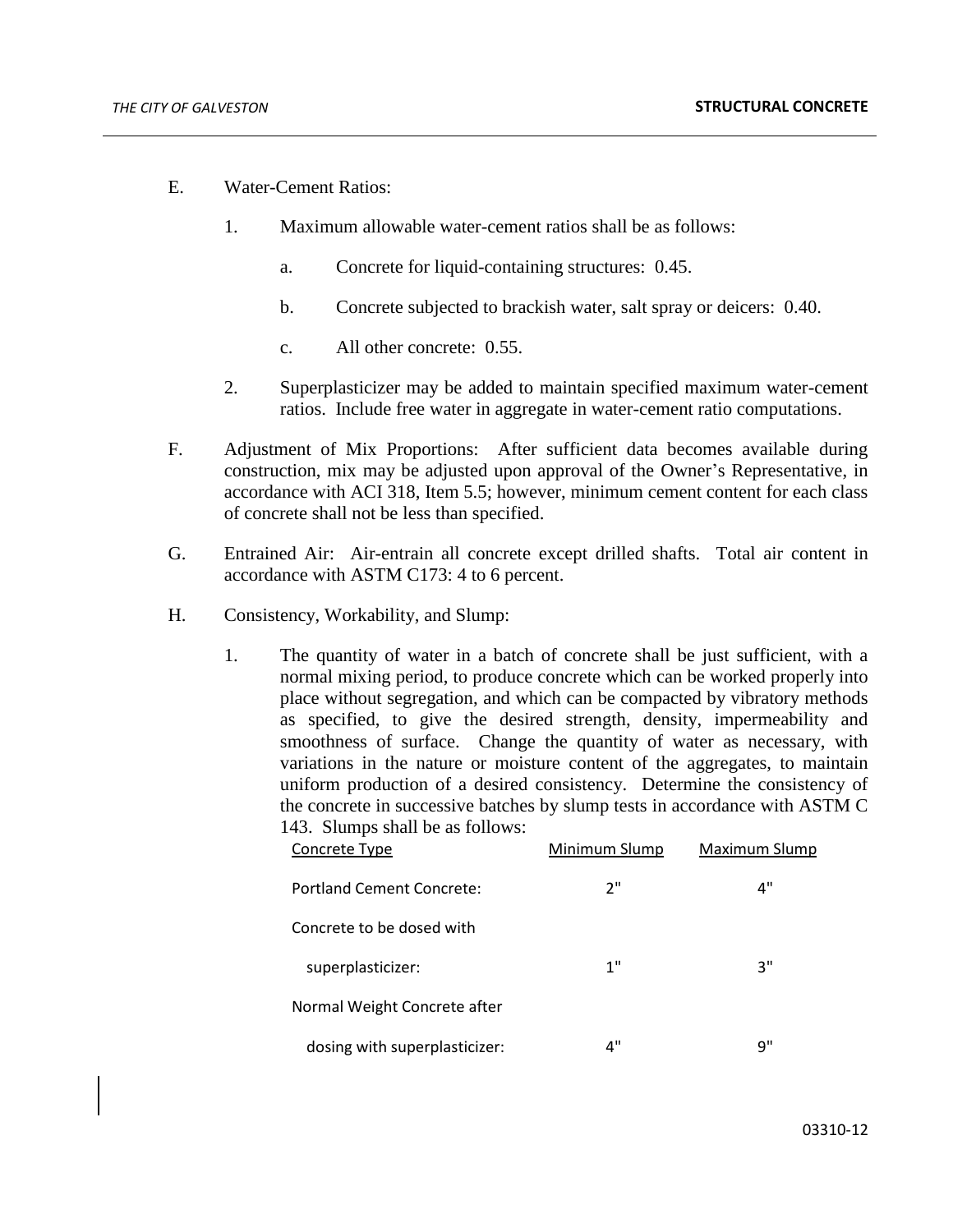E. Water-Cement Ratios:

   1. Maximum allowable water-cement ratios shall be as follows:

      a. Concrete for liquid-containing structures: 0.45.

      b. Concrete subjected to brackish water, salt spray or deicers: 0.40.

      c. All other concrete: 0.55.

   2. Superplasticizer may be added to maintain specified maximum water-cement ratios. Include free water in aggregate in water-cement ratio computations.

F. Adjustment of Mix Proportions: After sufficient data becomes available during construction, mix may be adjusted upon approval of the Owner's Representative, in accordance with ACI 318, Item 5.5; however, minimum cement content for each class of concrete shall not be less than specified.

G. Entrained Air: Air-entrain all concrete except drilled shafts. Total air content in accordance with ASTM C173: 4 to 6 percent.

H. Consistency, Workability, and Slump:

   1. The quantity of water in a batch of concrete shall be just sufficient, with a normal mixing period, to produce concrete which can be worked properly into place without segregation, and which can be compacted by vibratory methods as specified, to give the desired strength, density, impermeability and smoothness of surface. Change the quantity of water as necessary, with variations in the nature or moisture content of the aggregates, to maintain uniform production of a desired consistency. Determine the consistency of the concrete in successive batches by slump tests in accordance with ASTM C 143. Slumps shall be as follows:

| Concrete Type | Minimum Slump | Maximum Slump |
|---|---|---|
| Portland Cement Concrete: | 2" | 4" |
| Concrete to be dosed with superplasticizer: | 1" | 3" |
| Normal Weight Concrete after dosing with superplasticizer: | 4" | 9" |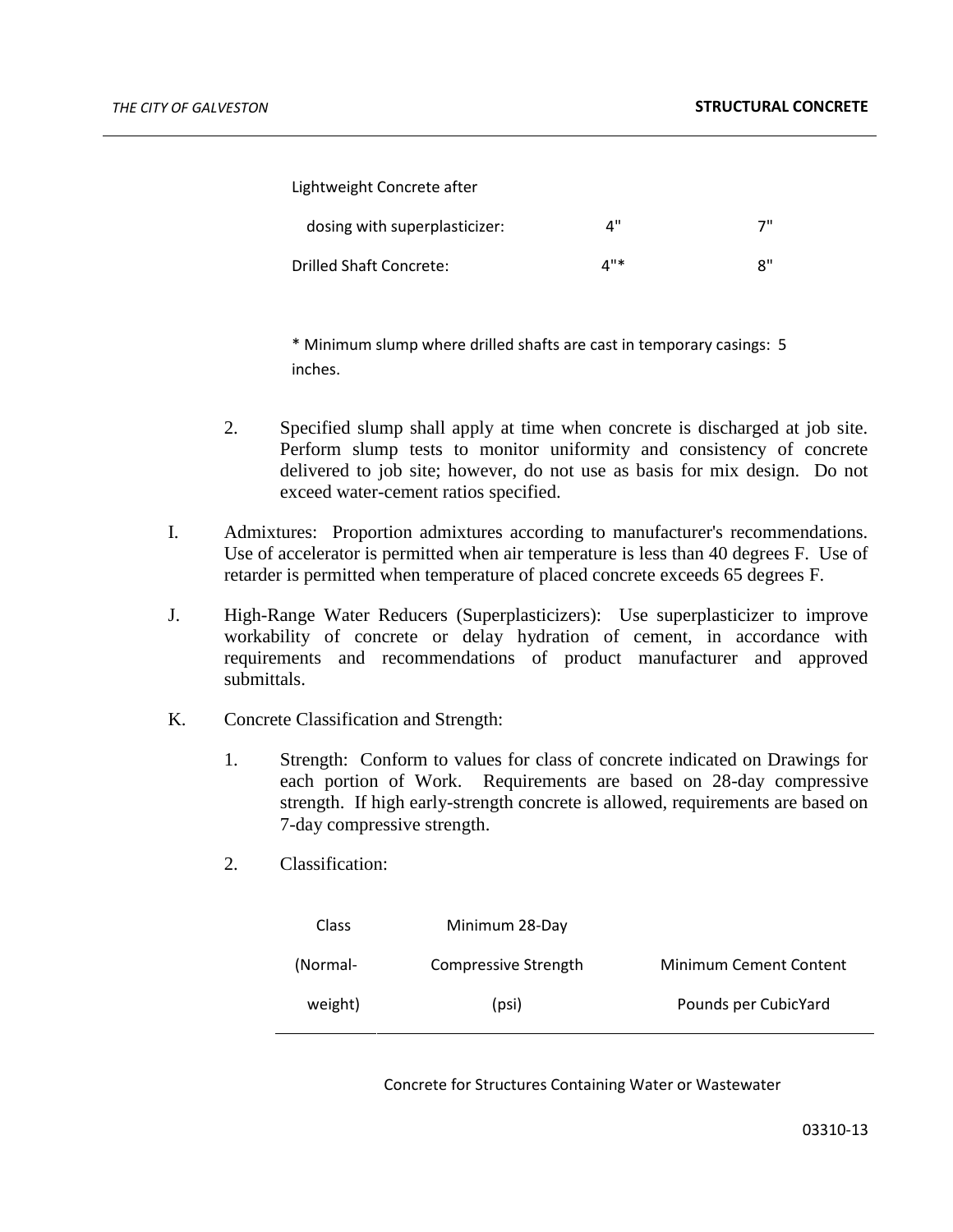| | | |
|---|---|---|
| Lightweight Concrete after dosing with superplasticizer: | 4" | 7" |
| Drilled Shaft Concrete: | 4"* | 8" |

\* Minimum slump where drilled shafts are cast in temporary casings: 5 inches.

2. Specified slump shall apply at time when concrete is discharged at job site. Perform slump tests to monitor uniformity and consistency of concrete delivered to job site; however, do not use as basis for mix design. Do not exceed water-cement ratios specified.

I. Admixtures: Proportion admixtures according to manufacturer's recommendations. Use of accelerator is permitted when air temperature is less than 40 degrees F. Use of retarder is permitted when temperature of placed concrete exceeds 65 degrees F.

J. High-Range Water Reducers (Superplasticizers): Use superplasticizer to improve workability of concrete or delay hydration of cement, in accordance with requirements and recommendations of product manufacturer and approved submittals.

K. Concrete Classification and Strength:

1. Strength: Conform to values for class of concrete indicated on Drawings for each portion of Work. Requirements are based on 28-day compressive strength. If high early-strength concrete is allowed, requirements are based on 7-day compressive strength.

2. Classification:

| Class (Normal-weight) | Minimum 28-Day Compressive Strength (psi) | Minimum Cement Content Pounds per CubicYard |
|---|---|---|
| | Concrete for Structures Containing Water or Wastewater | |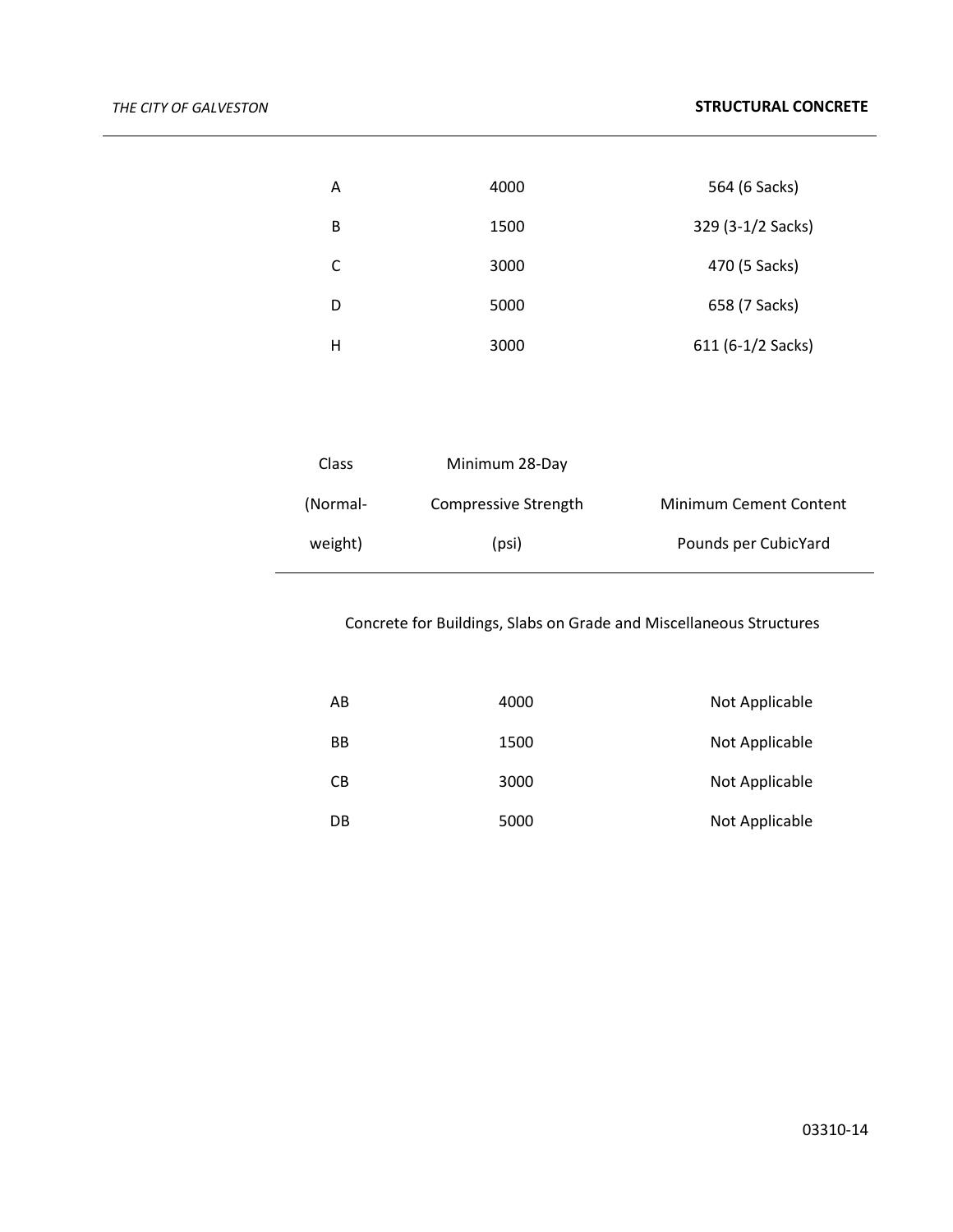| Class (Normal-weight) | Minimum 28-Day Compressive Strength (psi) | Minimum Cement Content Pounds per CubicYard |
|---|---|---|
| A | 4000 | 564 (6 Sacks) |
| B | 1500 | 329 (3-1/2 Sacks) |
| C | 3000 | 470 (5 Sacks) |
| D | 5000 | 658 (7 Sacks) |
| H | 3000 | 611 (6-1/2 Sacks) |

Concrete for Buildings, Slabs on Grade and Miscellaneous Structures

| Class (Normal-weight) | Minimum 28-Day Compressive Strength (psi) | Minimum Cement Content Pounds per CubicYard |
|---|---|---|
| AB | 4000 | Not Applicable |
| BB | 1500 | Not Applicable |
| CB | 3000 | Not Applicable |
| DB | 5000 | Not Applicable |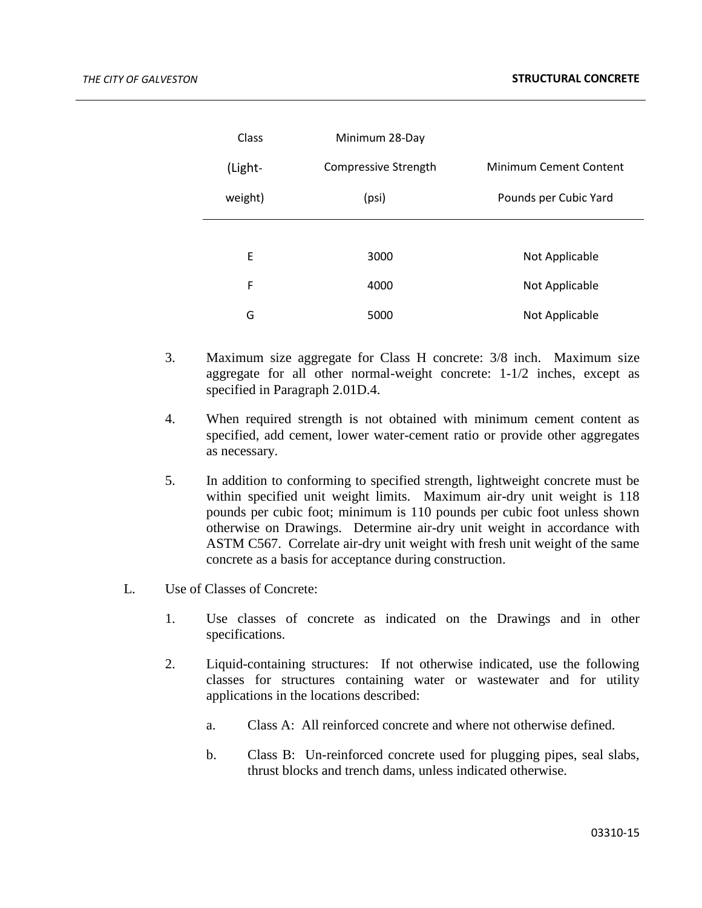| Class (Light-weight) | Minimum 28-Day Compressive Strength (psi) | Minimum Cement Content Pounds per Cubic Yard |
|---|---|---|
| E | 3000 | Not Applicable |
| F | 4000 | Not Applicable |
| G | 5000 | Not Applicable |

3. Maximum size aggregate for Class H concrete: 3/8 inch. Maximum size aggregate for all other normal-weight concrete: 1-1/2 inches, except as specified in Paragraph 2.01D.4.

4. When required strength is not obtained with minimum cement content as specified, add cement, lower water-cement ratio or provide other aggregates as necessary.

5. In addition to conforming to specified strength, lightweight concrete must be within specified unit weight limits. Maximum air-dry unit weight is 118 pounds per cubic foot; minimum is 110 pounds per cubic foot unless shown otherwise on Drawings. Determine air-dry unit weight in accordance with ASTM C567. Correlate air-dry unit weight with fresh unit weight of the same concrete as a basis for acceptance during construction.

L. Use of Classes of Concrete:

1. Use classes of concrete as indicated on the Drawings and in other specifications.

2. Liquid-containing structures: If not otherwise indicated, use the following classes for structures containing water or wastewater and for utility applications in the locations described:

   a. Class A: All reinforced concrete and where not otherwise defined.

   b. Class B: Un-reinforced concrete used for plugging pipes, seal slabs, thrust blocks and trench dams, unless indicated otherwise.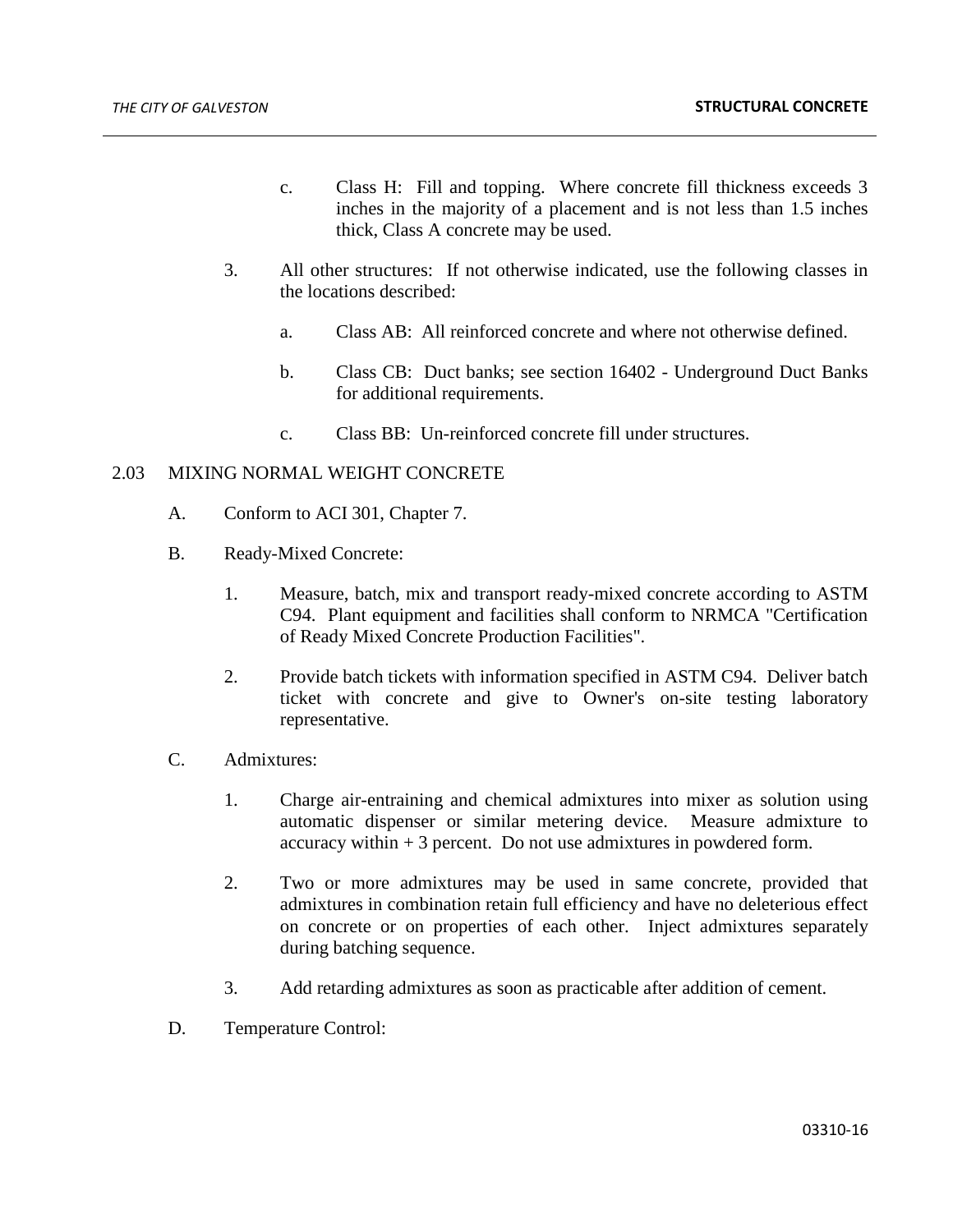c. Class H: Fill and topping. Where concrete fill thickness exceeds 3 inches in the majority of a placement and is not less than 1.5 inches thick, Class A concrete may be used.

3. All other structures: If not otherwise indicated, use the following classes in the locations described:

   a. Class AB: All reinforced concrete and where not otherwise defined.

   b. Class CB: Duct banks; see section 16402 - Underground Duct Banks for additional requirements.

   c. Class BB: Un-reinforced concrete fill under structures.

## 2.03 MIXING NORMAL WEIGHT CONCRETE

A. Conform to ACI 301, Chapter 7.

B. Ready-Mixed Concrete:

   1. Measure, batch, mix and transport ready-mixed concrete according to ASTM C94. Plant equipment and facilities shall conform to NRMCA "Certification of Ready Mixed Concrete Production Facilities".

   2. Provide batch tickets with information specified in ASTM C94. Deliver batch ticket with concrete and give to Owner's on-site testing laboratory representative.

C. Admixtures:

   1. Charge air-entraining and chemical admixtures into mixer as solution using automatic dispenser or similar metering device. Measure admixture to accuracy within + 3 percent. Do not use admixtures in powdered form.

   2. Two or more admixtures may be used in same concrete, provided that admixtures in combination retain full efficiency and have no deleterious effect on concrete or on properties of each other. Inject admixtures separately during batching sequence.

   3. Add retarding admixtures as soon as practicable after addition of cement.

D. Temperature Control: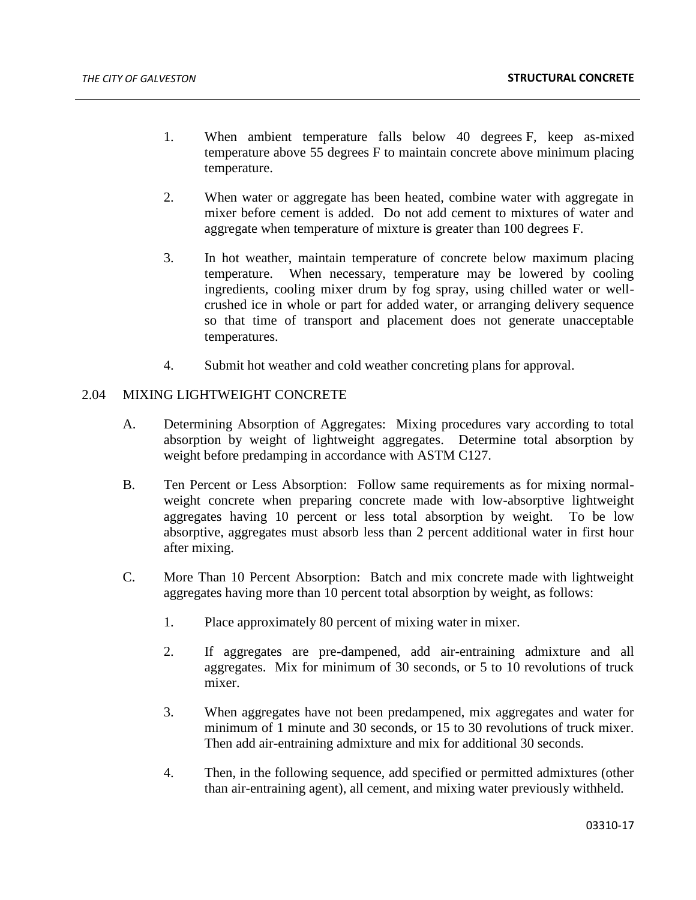1. When ambient temperature falls below 40 degrees F, keep as-mixed temperature above 55 degrees F to maintain concrete above minimum placing temperature.

2. When water or aggregate has been heated, combine water with aggregate in mixer before cement is added. Do not add cement to mixtures of water and aggregate when temperature of mixture is greater than 100 degrees F.

3. In hot weather, maintain temperature of concrete below maximum placing temperature. When necessary, temperature may be lowered by cooling ingredients, cooling mixer drum by fog spray, using chilled water or well-crushed ice in whole or part for added water, or arranging delivery sequence so that time of transport and placement does not generate unacceptable temperatures.

4. Submit hot weather and cold weather concreting plans for approval.

## 2.04 MIXING LIGHTWEIGHT CONCRETE

A. Determining Absorption of Aggregates: Mixing procedures vary according to total absorption by weight of lightweight aggregates. Determine total absorption by weight before predamping in accordance with ASTM C127.

B. Ten Percent or Less Absorption: Follow same requirements as for mixing normal-weight concrete when preparing concrete made with low-absorptive lightweight aggregates having 10 percent or less total absorption by weight. To be low absorptive, aggregates must absorb less than 2 percent additional water in first hour after mixing.

C. More Than 10 Percent Absorption: Batch and mix concrete made with lightweight aggregates having more than 10 percent total absorption by weight, as follows:

   1. Place approximately 80 percent of mixing water in mixer.

   2. If aggregates are pre-dampened, add air-entraining admixture and all aggregates. Mix for minimum of 30 seconds, or 5 to 10 revolutions of truck mixer.

   3. When aggregates have not been predampened, mix aggregates and water for minimum of 1 minute and 30 seconds, or 15 to 30 revolutions of truck mixer. Then add air-entraining admixture and mix for additional 30 seconds.

   4. Then, in the following sequence, add specified or permitted admixtures (other than air-entraining agent), all cement, and mixing water previously withheld.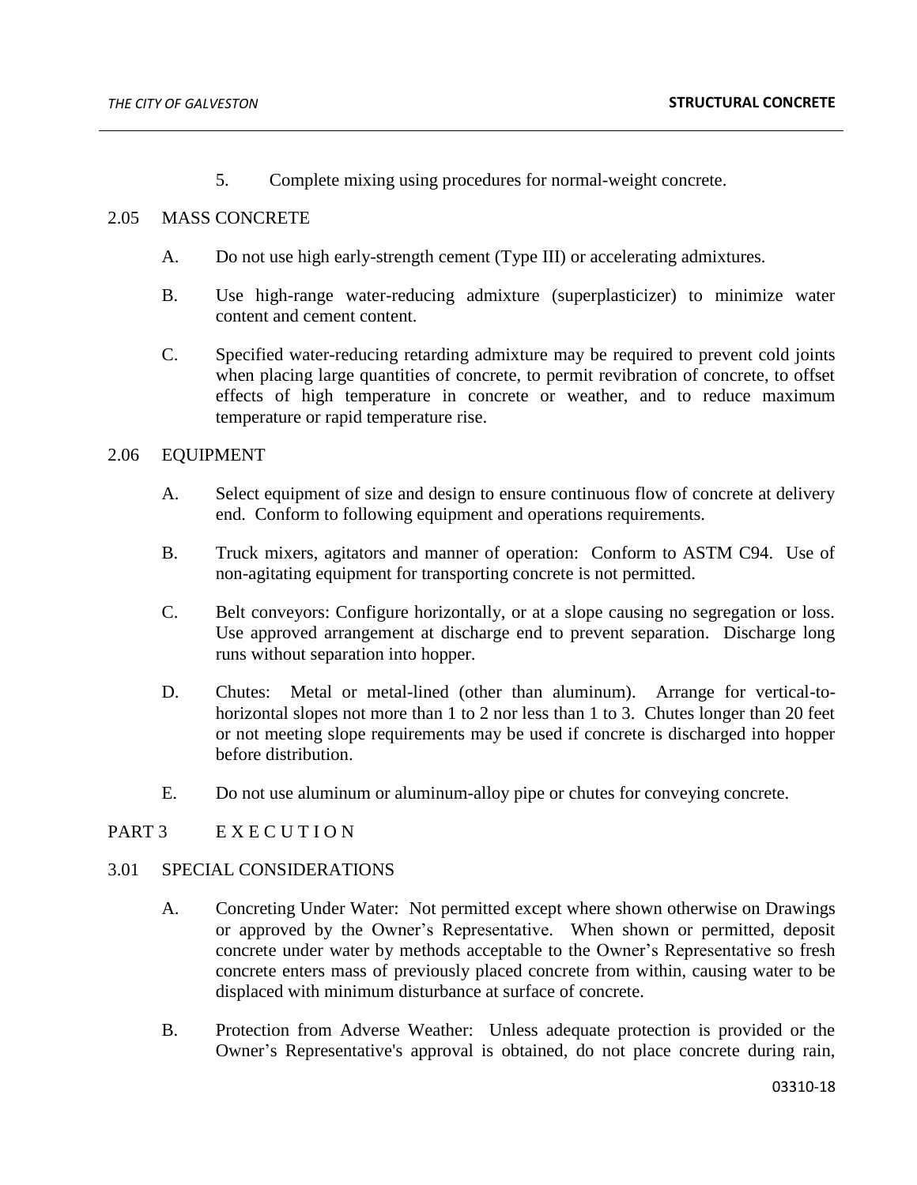5. Complete mixing using procedures for normal-weight concrete.

2.05 MASS CONCRETE

A. Do not use high early-strength cement (Type III) or accelerating admixtures.

B. Use high-range water-reducing admixture (superplasticizer) to minimize water content and cement content.

C. Specified water-reducing retarding admixture may be required to prevent cold joints when placing large quantities of concrete, to permit revibration of concrete, to offset effects of high temperature in concrete or weather, and to reduce maximum temperature or rapid temperature rise.

2.06 EQUIPMENT

A. Select equipment of size and design to ensure continuous flow of concrete at delivery end. Conform to following equipment and operations requirements.

B. Truck mixers, agitators and manner of operation: Conform to ASTM C94. Use of non-agitating equipment for transporting concrete is not permitted.

C. Belt conveyors: Configure horizontally, or at a slope causing no segregation or loss. Use approved arrangement at discharge end to prevent separation. Discharge long runs without separation into hopper.

D. Chutes: Metal or metal-lined (other than aluminum). Arrange for vertical-to-horizontal slopes not more than 1 to 2 nor less than 1 to 3. Chutes longer than 20 feet or not meeting slope requirements may be used if concrete is discharged into hopper before distribution.

E. Do not use aluminum or aluminum-alloy pipe or chutes for conveying concrete.

PART 3 E X E C U T I O N

3.01 SPECIAL CONSIDERATIONS

A. Concreting Under Water: Not permitted except where shown otherwise on Drawings or approved by the Owner's Representative. When shown or permitted, deposit concrete under water by methods acceptable to the Owner's Representative so fresh concrete enters mass of previously placed concrete from within, causing water to be displaced with minimum disturbance at surface of concrete.

B. Protection from Adverse Weather: Unless adequate protection is provided or the Owner's Representative's approval is obtained, do not place concrete during rain,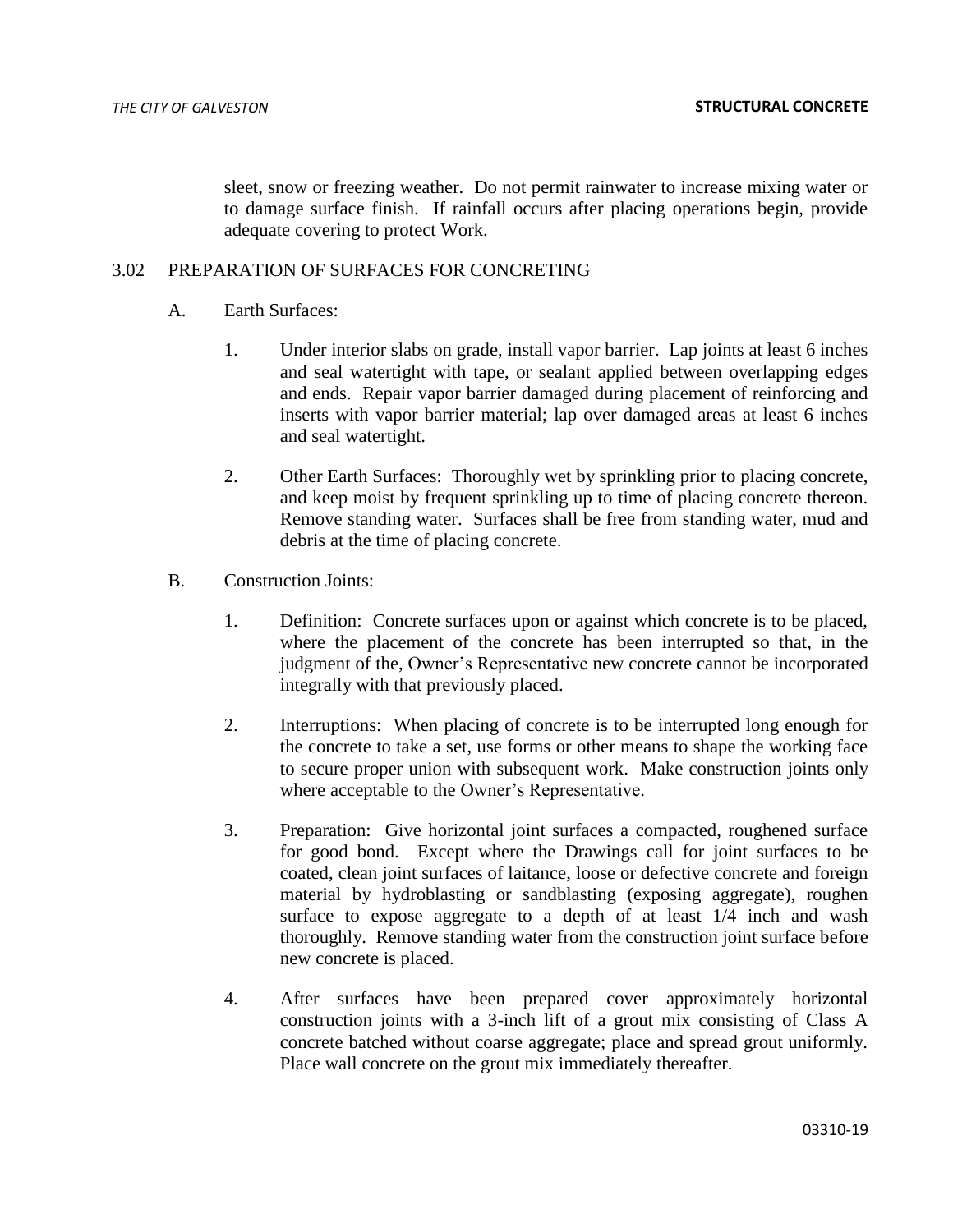sleet, snow or freezing weather. Do not permit rainwater to increase mixing water or to damage surface finish. If rainfall occurs after placing operations begin, provide adequate covering to protect Work.

## 3.02 PREPARATION OF SURFACES FOR CONCRETING

A. Earth Surfaces:

1. Under interior slabs on grade, install vapor barrier. Lap joints at least 6 inches and seal watertight with tape, or sealant applied between overlapping edges and ends. Repair vapor barrier damaged during placement of reinforcing and inserts with vapor barrier material; lap over damaged areas at least 6 inches and seal watertight.

2. Other Earth Surfaces: Thoroughly wet by sprinkling prior to placing concrete, and keep moist by frequent sprinkling up to time of placing concrete thereon. Remove standing water. Surfaces shall be free from standing water, mud and debris at the time of placing concrete.

B. Construction Joints:

1. Definition: Concrete surfaces upon or against which concrete is to be placed, where the placement of the concrete has been interrupted so that, in the judgment of the, Owner's Representative new concrete cannot be incorporated integrally with that previously placed.

2. Interruptions: When placing of concrete is to be interrupted long enough for the concrete to take a set, use forms or other means to shape the working face to secure proper union with subsequent work. Make construction joints only where acceptable to the Owner's Representative.

3. Preparation: Give horizontal joint surfaces a compacted, roughened surface for good bond. Except where the Drawings call for joint surfaces to be coated, clean joint surfaces of laitance, loose or defective concrete and foreign material by hydroblasting or sandblasting (exposing aggregate), roughen surface to expose aggregate to a depth of at least 1/4 inch and wash thoroughly. Remove standing water from the construction joint surface before new concrete is placed.

4. After surfaces have been prepared cover approximately horizontal construction joints with a 3-inch lift of a grout mix consisting of Class A concrete batched without coarse aggregate; place and spread grout uniformly. Place wall concrete on the grout mix immediately thereafter.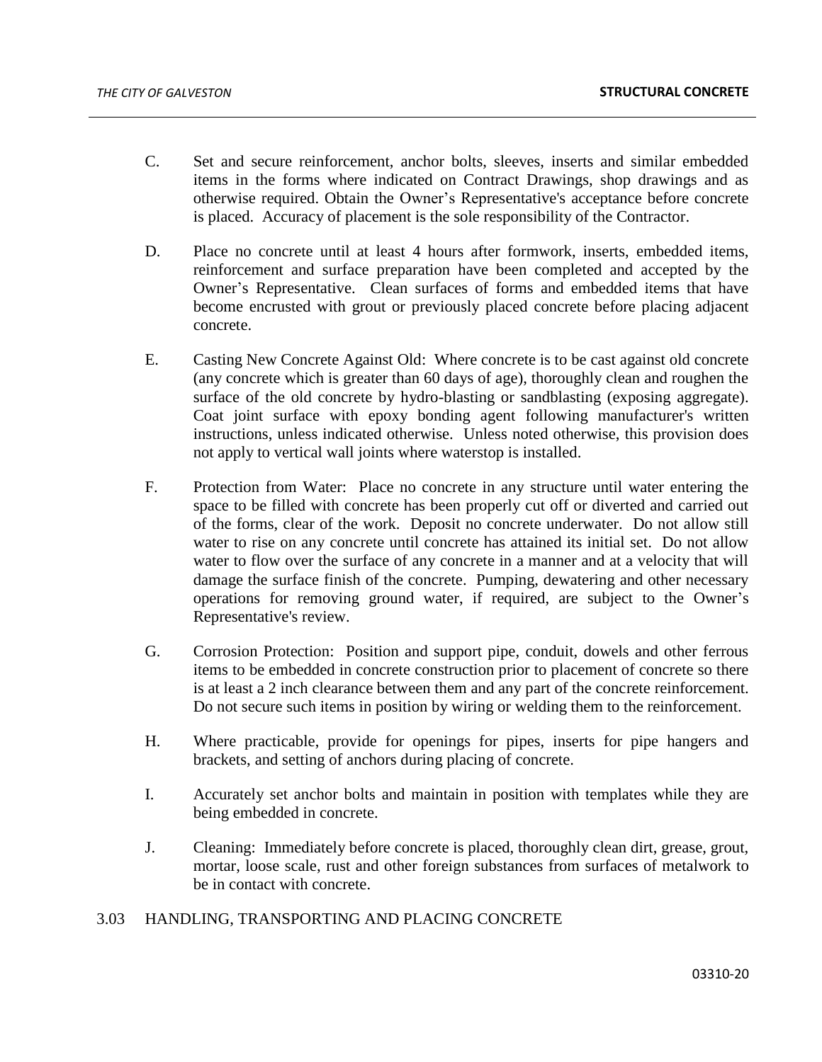C. Set and secure reinforcement, anchor bolts, sleeves, inserts and similar embedded items in the forms where indicated on Contract Drawings, shop drawings and as otherwise required. Obtain the Owner's Representative's acceptance before concrete is placed. Accuracy of placement is the sole responsibility of the Contractor.

D. Place no concrete until at least 4 hours after formwork, inserts, embedded items, reinforcement and surface preparation have been completed and accepted by the Owner's Representative. Clean surfaces of forms and embedded items that have become encrusted with grout or previously placed concrete before placing adjacent concrete.

E. Casting New Concrete Against Old: Where concrete is to be cast against old concrete (any concrete which is greater than 60 days of age), thoroughly clean and roughen the surface of the old concrete by hydro-blasting or sandblasting (exposing aggregate). Coat joint surface with epoxy bonding agent following manufacturer's written instructions, unless indicated otherwise. Unless noted otherwise, this provision does not apply to vertical wall joints where waterstop is installed.

F. Protection from Water: Place no concrete in any structure until water entering the space to be filled with concrete has been properly cut off or diverted and carried out of the forms, clear of the work. Deposit no concrete underwater. Do not allow still water to rise on any concrete until concrete has attained its initial set. Do not allow water to flow over the surface of any concrete in a manner and at a velocity that will damage the surface finish of the concrete. Pumping, dewatering and other necessary operations for removing ground water, if required, are subject to the Owner's Representative's review.

G. Corrosion Protection: Position and support pipe, conduit, dowels and other ferrous items to be embedded in concrete construction prior to placement of concrete so there is at least a 2 inch clearance between them and any part of the concrete reinforcement. Do not secure such items in position by wiring or welding them to the reinforcement.

H. Where practicable, provide for openings for pipes, inserts for pipe hangers and brackets, and setting of anchors during placing of concrete.

I. Accurately set anchor bolts and maintain in position with templates while they are being embedded in concrete.

J. Cleaning: Immediately before concrete is placed, thoroughly clean dirt, grease, grout, mortar, loose scale, rust and other foreign substances from surfaces of metalwork to be in contact with concrete.

## 3.03 HANDLING, TRANSPORTING AND PLACING CONCRETE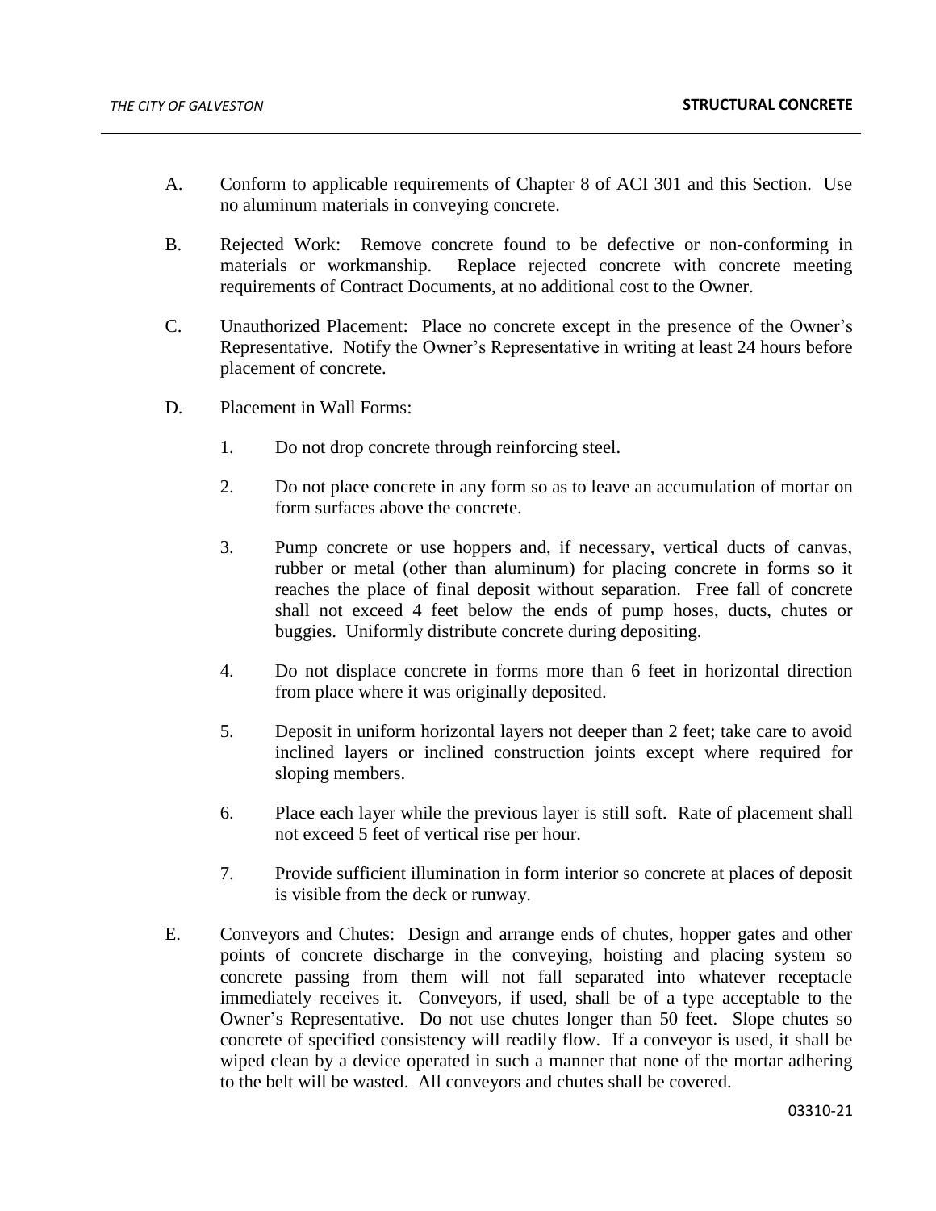A. Conform to applicable requirements of Chapter 8 of ACI 301 and this Section. Use no aluminum materials in conveying concrete.

B. Rejected Work: Remove concrete found to be defective or non-conforming in materials or workmanship. Replace rejected concrete with concrete meeting requirements of Contract Documents, at no additional cost to the Owner.

C. Unauthorized Placement: Place no concrete except in the presence of the Owner's Representative. Notify the Owner's Representative in writing at least 24 hours before placement of concrete.

D. Placement in Wall Forms:

1. Do not drop concrete through reinforcing steel.

2. Do not place concrete in any form so as to leave an accumulation of mortar on form surfaces above the concrete.

3. Pump concrete or use hoppers and, if necessary, vertical ducts of canvas, rubber or metal (other than aluminum) for placing concrete in forms so it reaches the place of final deposit without separation. Free fall of concrete shall not exceed 4 feet below the ends of pump hoses, ducts, chutes or buggies. Uniformly distribute concrete during depositing.

4. Do not displace concrete in forms more than 6 feet in horizontal direction from place where it was originally deposited.

5. Deposit in uniform horizontal layers not deeper than 2 feet; take care to avoid inclined layers or inclined construction joints except where required for sloping members.

6. Place each layer while the previous layer is still soft. Rate of placement shall not exceed 5 feet of vertical rise per hour.

7. Provide sufficient illumination in form interior so concrete at places of deposit is visible from the deck or runway.

E. Conveyors and Chutes: Design and arrange ends of chutes, hopper gates and other points of concrete discharge in the conveying, hoisting and placing system so concrete passing from them will not fall separated into whatever receptacle immediately receives it. Conveyors, if used, shall be of a type acceptable to the Owner's Representative. Do not use chutes longer than 50 feet. Slope chutes so concrete of specified consistency will readily flow. If a conveyor is used, it shall be wiped clean by a device operated in such a manner that none of the mortar adhering to the belt will be wasted. All conveyors and chutes shall be covered.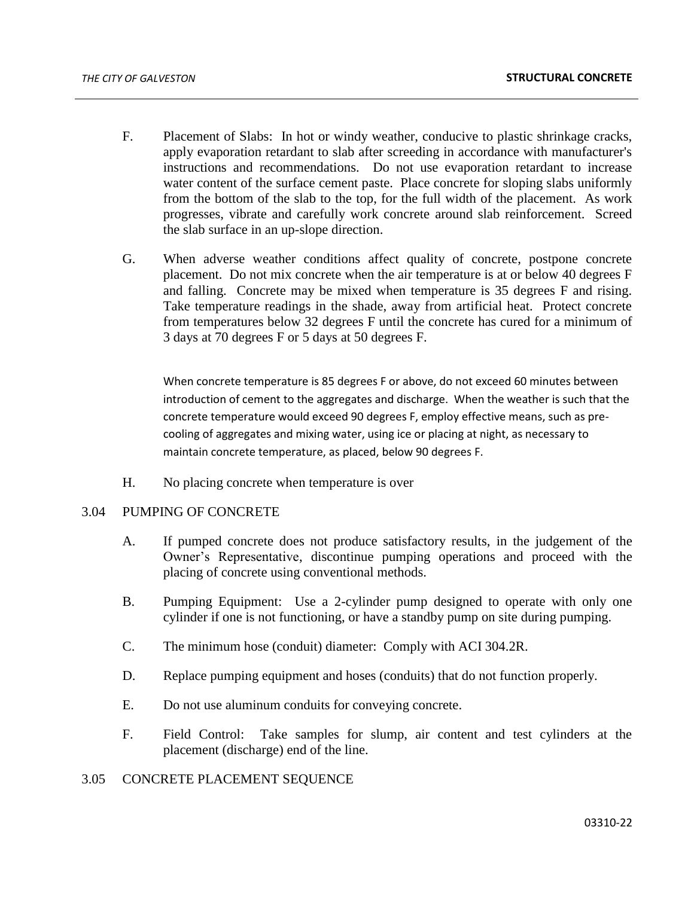F. Placement of Slabs: In hot or windy weather, conducive to plastic shrinkage cracks, apply evaporation retardant to slab after screeding in accordance with manufacturer's instructions and recommendations. Do not use evaporation retardant to increase water content of the surface cement paste. Place concrete for sloping slabs uniformly from the bottom of the slab to the top, for the full width of the placement. As work progresses, vibrate and carefully work concrete around slab reinforcement. Screed the slab surface in an up-slope direction.

G. When adverse weather conditions affect quality of concrete, postpone concrete placement. Do not mix concrete when the air temperature is at or below 40 degrees F and falling. Concrete may be mixed when temperature is 35 degrees F and rising. Take temperature readings in the shade, away from artificial heat. Protect concrete from temperatures below 32 degrees F until the concrete has cured for a minimum of 3 days at 70 degrees F or 5 days at 50 degrees F.

When concrete temperature is 85 degrees F or above, do not exceed 60 minutes between introduction of cement to the aggregates and discharge. When the weather is such that the concrete temperature would exceed 90 degrees F, employ effective means, such as pre-cooling of aggregates and mixing water, using ice or placing at night, as necessary to maintain concrete temperature, as placed, below 90 degrees F.

H. No placing concrete when temperature is over

3.04 PUMPING OF CONCRETE

A. If pumped concrete does not produce satisfactory results, in the judgement of the Owner's Representative, discontinue pumping operations and proceed with the placing of concrete using conventional methods.

B. Pumping Equipment: Use a 2-cylinder pump designed to operate with only one cylinder if one is not functioning, or have a standby pump on site during pumping.

C. The minimum hose (conduit) diameter: Comply with ACI 304.2R.

D. Replace pumping equipment and hoses (conduits) that do not function properly.

E. Do not use aluminum conduits for conveying concrete.

F. Field Control: Take samples for slump, air content and test cylinders at the placement (discharge) end of the line.

3.05 CONCRETE PLACEMENT SEQUENCE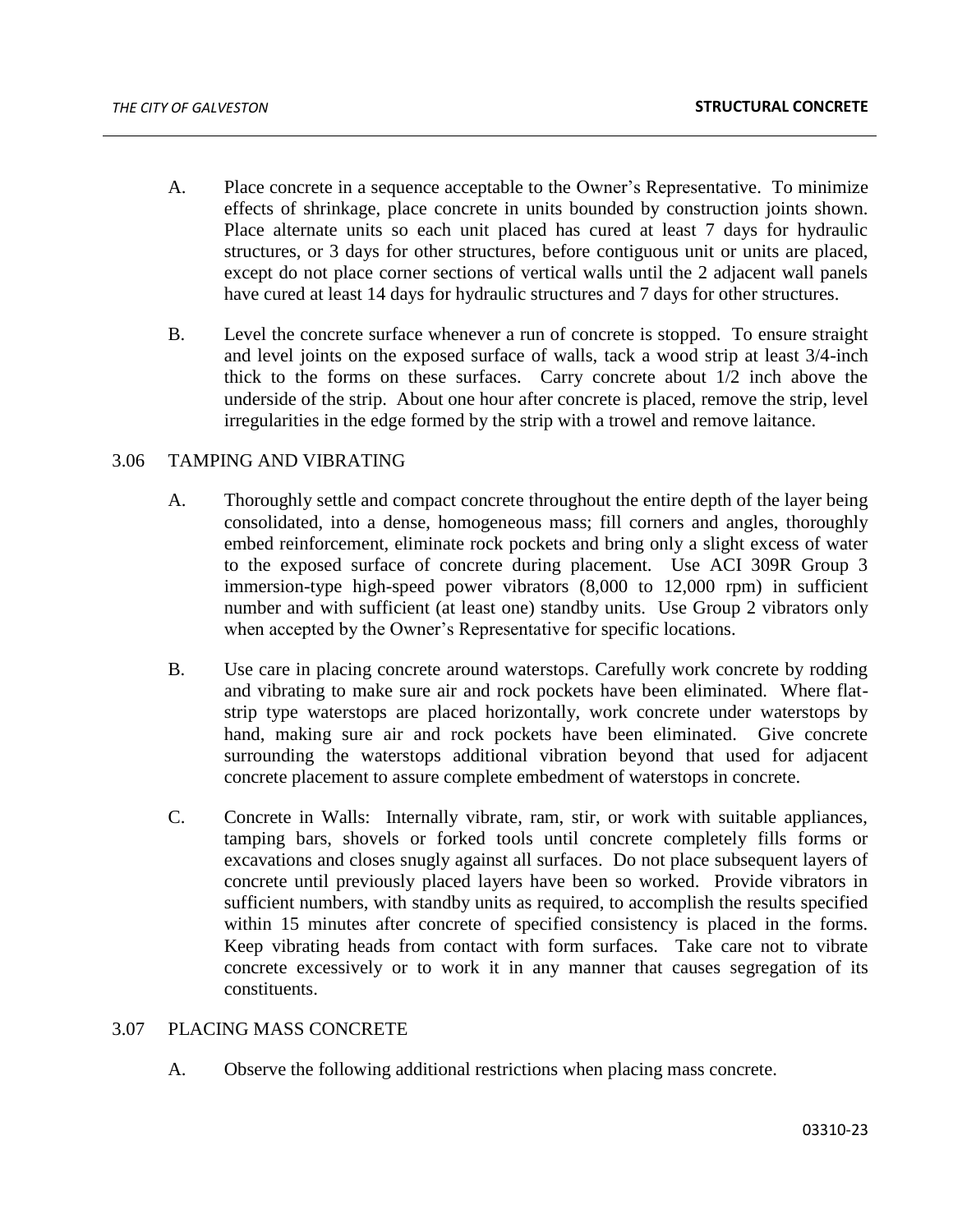A. Place concrete in a sequence acceptable to the Owner's Representative. To minimize effects of shrinkage, place concrete in units bounded by construction joints shown. Place alternate units so each unit placed has cured at least 7 days for hydraulic structures, or 3 days for other structures, before contiguous unit or units are placed, except do not place corner sections of vertical walls until the 2 adjacent wall panels have cured at least 14 days for hydraulic structures and 7 days for other structures.

B. Level the concrete surface whenever a run of concrete is stopped. To ensure straight and level joints on the exposed surface of walls, tack a wood strip at least 3/4-inch thick to the forms on these surfaces. Carry concrete about 1/2 inch above the underside of the strip. About one hour after concrete is placed, remove the strip, level irregularities in the edge formed by the strip with a trowel and remove laitance.

## 3.06 TAMPING AND VIBRATING

A. Thoroughly settle and compact concrete throughout the entire depth of the layer being consolidated, into a dense, homogeneous mass; fill corners and angles, thoroughly embed reinforcement, eliminate rock pockets and bring only a slight excess of water to the exposed surface of concrete during placement. Use ACI 309R Group 3 immersion-type high-speed power vibrators (8,000 to 12,000 rpm) in sufficient number and with sufficient (at least one) standby units. Use Group 2 vibrators only when accepted by the Owner's Representative for specific locations.

B. Use care in placing concrete around waterstops. Carefully work concrete by rodding and vibrating to make sure air and rock pockets have been eliminated. Where flat-strip type waterstops are placed horizontally, work concrete under waterstops by hand, making sure air and rock pockets have been eliminated. Give concrete surrounding the waterstops additional vibration beyond that used for adjacent concrete placement to assure complete embedment of waterstops in concrete.

C. Concrete in Walls: Internally vibrate, ram, stir, or work with suitable appliances, tamping bars, shovels or forked tools until concrete completely fills forms or excavations and closes snugly against all surfaces. Do not place subsequent layers of concrete until previously placed layers have been so worked. Provide vibrators in sufficient numbers, with standby units as required, to accomplish the results specified within 15 minutes after concrete of specified consistency is placed in the forms. Keep vibrating heads from contact with form surfaces. Take care not to vibrate concrete excessively or to work it in any manner that causes segregation of its constituents.

## 3.07 PLACING MASS CONCRETE

A. Observe the following additional restrictions when placing mass concrete.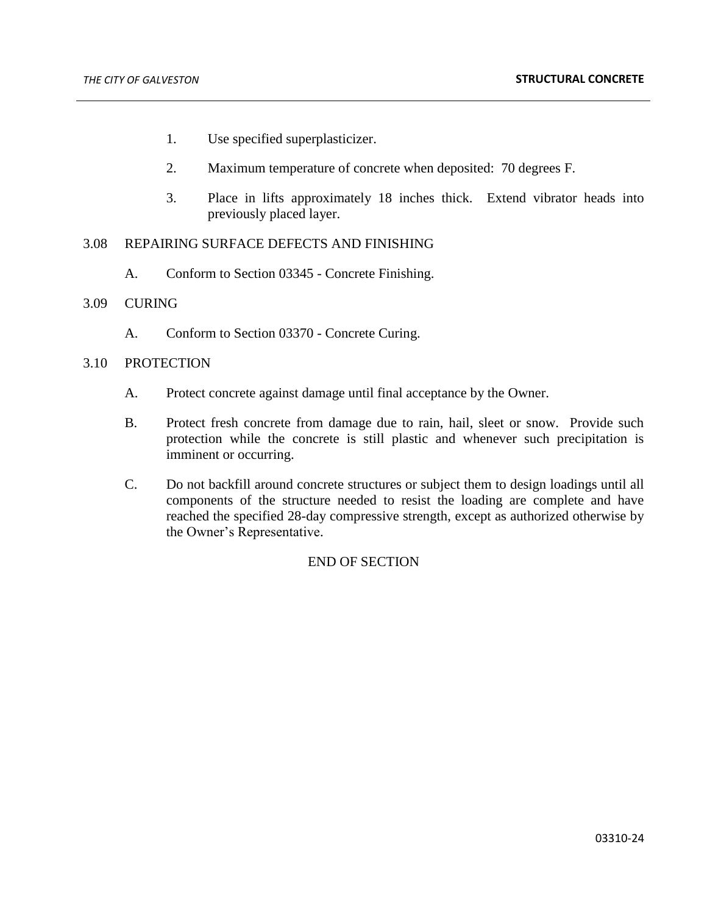1. Use specified superplasticizer.

2. Maximum temperature of concrete when deposited: 70 degrees F.

3. Place in lifts approximately 18 inches thick. Extend vibrator heads into previously placed layer.

## 3.08 REPAIRING SURFACE DEFECTS AND FINISHING

A. Conform to Section 03345 - Concrete Finishing.

## 3.09 CURING

A. Conform to Section 03370 - Concrete Curing.

## 3.10 PROTECTION

A. Protect concrete against damage until final acceptance by the Owner.

B. Protect fresh concrete from damage due to rain, hail, sleet or snow. Provide such protection while the concrete is still plastic and whenever such precipitation is imminent or occurring.

C. Do not backfill around concrete structures or subject them to design loadings until all components of the structure needed to resist the loading are complete and have reached the specified 28-day compressive strength, except as authorized otherwise by the Owner's Representative.

END OF SECTION